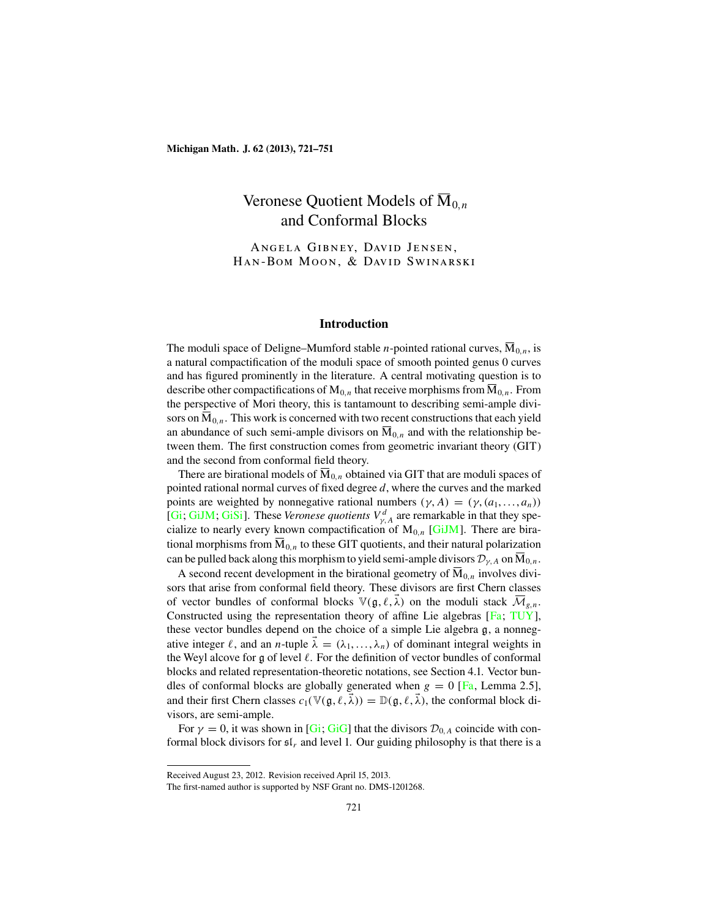# Veronese Quotient Models of $\overline{\mathrm{M}}_{0,n}$ and Conformal Blocks

Angela Gibney, David Jensen, Han-Bom Moon, & David Swinarski

## Introduction

The moduli space of Deligne–Mumford stable $n$-pointed rational curves, $\overline{\mathrm{M}}_{0,n}$, is a natural compactification of the moduli space of smooth pointed genus 0 curves and has figured prominently in the literature. A central motivating question is to describe other compactifications of $\mathrm{M}_{0,n}$ that receive morphisms from $\overline{\mathrm{M}}_{0,n}$. From the perspective of Mori theory, this is tantamount to describing semi-ample divisors on $\overline{\mathrm{M}}_{0,n}$. This work is concerned with two recent constructions that each yield an abundance of such semi-ample divisors on $\overline{\mathrm{M}}_{0,n}$ and with the relationship between them. The first construction comes from geometric invariant theory (GIT) and the second from conformal field theory.

There are birational models of $\overline{\mathrm{M}}_{0,n}$ obtained via GIT that are moduli spaces of pointed rational normal curves of fixed degree $d$, where the curves and the marked points are weighted by nonnegative rational numbers $(\gamma, A) = (\gamma, (a_1, \dots, a_n))$ [Gi; GiJM; GiSi]. These *Veronese quotients* $V^d_{\gamma,A}$ are remarkable in that they specialize to nearly every known compactification of $\mathrm{M}_{0,n}$ [GiJM]. There are birational morphisms from $\overline{\mathrm{M}}_{0,n}$ to these GIT quotients, and their natural polarization can be pulled back along this morphism to yield semi-ample divisors $\mathcal{D}_{\gamma,A}$ on $\overline{\mathrm{M}}_{0,n}$.

A second recent development in the birational geometry of $\overline{\mathrm{M}}_{0,n}$ involves divisors that arise from conformal field theory. These divisors are first Chern classes of vector bundles of conformal blocks $\mathbb{V}(\mathfrak{g}, \ell, \vec{\lambda})$ on the moduli stack $\overline{\mathcal{M}}_{g,n}$. Constructed using the representation theory of affine Lie algebras [Fa; TUY], these vector bundles depend on the choice of a simple Lie algebra $\mathfrak{g}$, a nonnegative integer $\ell$, and an $n$-tuple $\vec{\lambda} = (\lambda_1, \dots, \lambda_n)$ of dominant integral weights in the Weyl alcove for $\mathfrak{g}$ of level $\ell$. For the definition of vector bundles of conformal blocks and related representation-theoretic notations, see Section 4.1. Vector bundles of conformal blocks are globally generated when $g = 0$ [Fa, Lemma 2.5], and their first Chern classes $c_1(\mathbb{V}(\mathfrak{g}, \ell, \vec{\lambda})) = \mathbb{D}(\mathfrak{g}, \ell, \vec{\lambda})$, the conformal block divisors, are semi-ample.

For $\gamma = 0$, it was shown in [Gi; GiG] that the divisors $\mathcal{D}_{0,A}$ coincide with conformal block divisors for $\mathfrak{sl}_r$ and level 1. Our guiding philosophy is that there is a

---

Received August 23, 2012. Revision received April 15, 2013.

The first-named author is supported by NSF Grant no. DMS-1201268.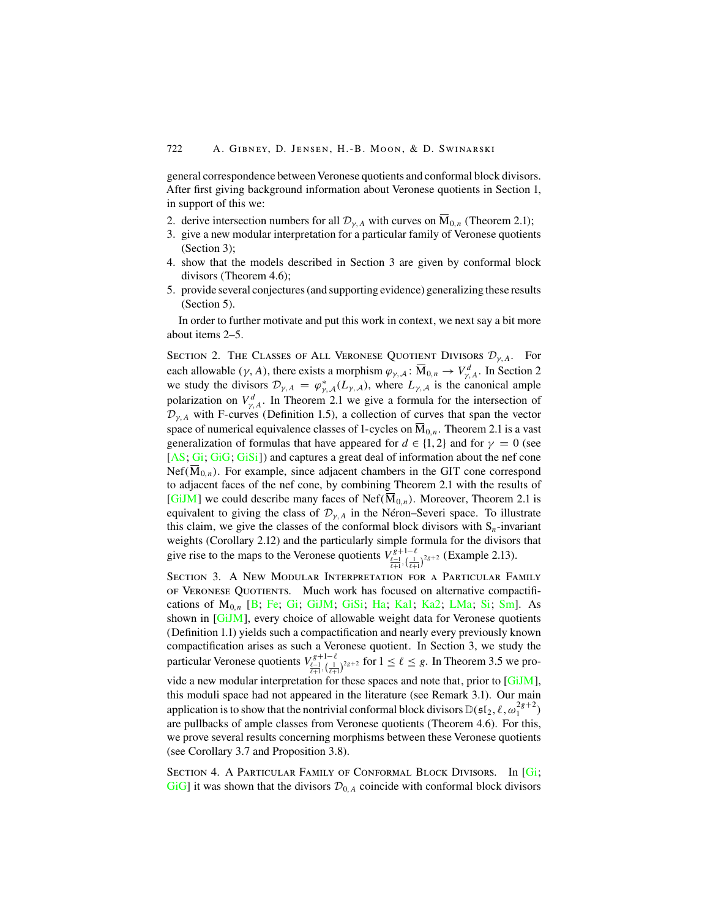general correspondence between Veronese quotients and conformal block divisors. After first giving background information about Veronese quotients in Section 1, in support of this we:

2. derive intersection numbers for all $\mathcal{D}_{\gamma,A}$ with curves on $\overline{\mathrm{M}}_{0,n}$ (Theorem 2.1);
3. give a new modular interpretation for a particular family of Veronese quotients (Section 3);
4. show that the models described in Section 3 are given by conformal block divisors (Theorem 4.6);
5. provide several conjectures (and supporting evidence) generalizing these results (Section 5).

In order to further motivate and put this work in context, we next say a bit more about items 2–5.

Section 2. The Classes of All Veronese Quotient Divisors $\mathcal{D}_{\gamma,A}$. For each allowable $(\gamma, A)$, there exists a morphism $\varphi_{\gamma,\mathcal{A}} \colon \overline{\mathrm{M}}_{0,n} \to V^d_{\gamma,A}$. In Section 2 we study the divisors $\mathcal{D}_{\gamma,A} = \varphi^*_{\gamma,\mathcal{A}}(L_{\gamma,\mathcal{A}})$, where $L_{\gamma,\mathcal{A}}$ is the canonical ample polarization on $V^d_{\gamma,A}$. In Theorem 2.1 we give a formula for the intersection of $\mathcal{D}_{\gamma,A}$ with F-curves (Definition 1.5), a collection of curves that span the vector space of numerical equivalence classes of 1-cycles on $\overline{\mathrm{M}}_{0,n}$. Theorem 2.1 is a vast generalization of formulas that have appeared for $d \in \{1, 2\}$ and for $\gamma = 0$ (see [AS; Gi; GiG; GiSi]) and captures a great deal of information about the nef cone $\mathrm{Nef}(\overline{\mathrm{M}}_{0,n})$. For example, since adjacent chambers in the GIT cone correspond to adjacent faces of the nef cone, by combining Theorem 2.1 with the results of [GiJM] we could describe many faces of $\mathrm{Nef}(\overline{\mathrm{M}}_{0,n})$. Moreover, Theorem 2.1 is equivalent to giving the class of $\mathcal{D}_{\gamma,A}$ in the Néron–Severi space. To illustrate this claim, we give the classes of the conformal block divisors with $\mathrm{S}_n$-invariant weights (Corollary 2.12) and the particularly simple formula for the divisors that give rise to the maps to the Veronese quotients $V^{g+1-\ell}_{\frac{\ell-1}{\ell+1},(\frac{1}{\ell+1})^{2g+2}}$ (Example 2.13).

Section 3. A New Modular Interpretation for a Particular Family of Veronese Quotients. Much work has focused on alternative compactifications of $\mathrm{M}_{0,n}$ [B; Fe; Gi; GiJM; GiSi; Ha; Ka1; Ka2; LMa; Si; Sm]. As shown in [GiJM], every choice of allowable weight data for Veronese quotients (Definition 1.1) yields such a compactification and nearly every previously known compactification arises as such a Veronese quotient. In Section 3, we study the particular Veronese quotients $V^{g+1-\ell}_{\frac{\ell-1}{\ell+1},(\frac{1}{\ell+1})^{2g+2}}$ for $1 \le \ell \le g$. In Theorem 3.5 we provide a new modular interpretation for these spaces and note that, prior to [GiJM], this moduli space had not appeared in the literature (see Remark 3.1). Our main application is to show that the nontrivial conformal block divisors $\mathbb{D}(\mathfrak{sl}_2, \ell, \omega_1^{2g+2})$ are pullbacks of ample classes from Veronese quotients (Theorem 4.6). For this, we prove several results concerning morphisms between these Veronese quotients (see Corollary 3.7 and Proposition 3.8).

Section 4. A Particular Family of Conformal Block Divisors. In [Gi; GiG] it was shown that the divisors $\mathcal{D}_{0,A}$ coincide with conformal block divisors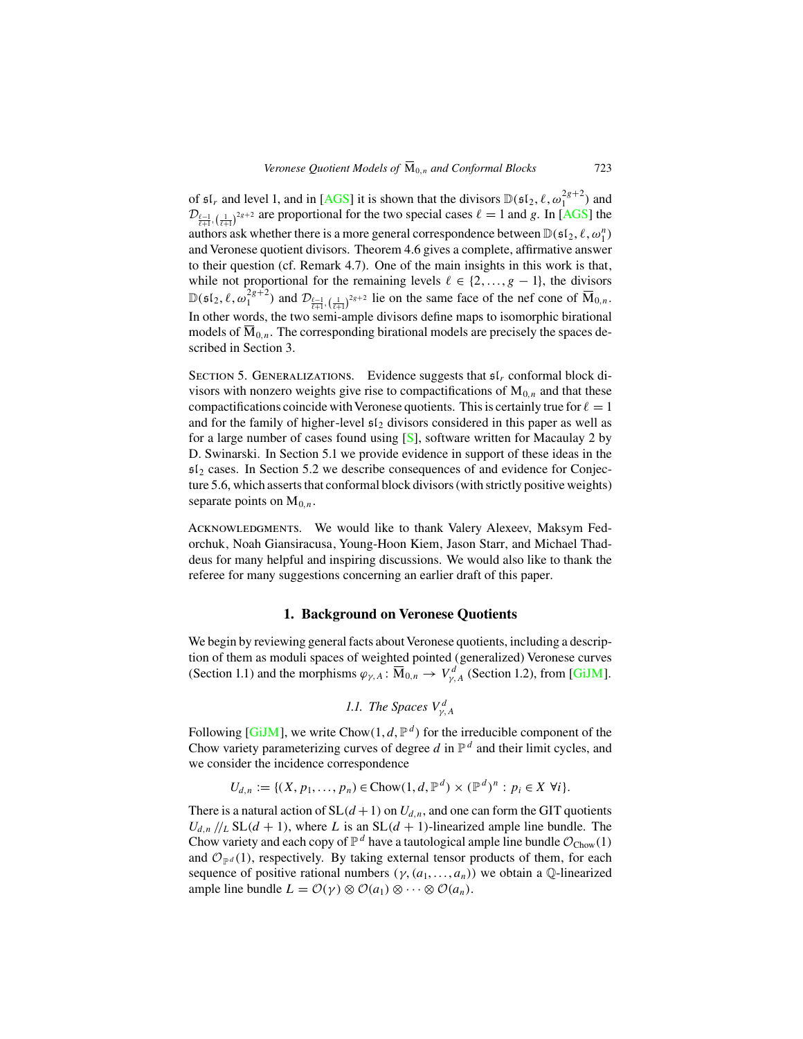of $\mathfrak{sl}_r$ and level 1, and in [AGS] it is shown that the divisors $\mathbb{D}(\mathfrak{sl}_2, \ell, \omega_1^{2g+2})$ and $\mathcal{D}_{\frac{\ell-1}{\ell+1}, (\frac{1}{\ell+1})^{2g+2}}$ are proportional for the two special cases $\ell = 1$ and $g$. In [AGS] the authors ask whether there is a more general correspondence between $\mathbb{D}(\mathfrak{sl}_2, \ell, \omega_1^n)$ and Veronese quotient divisors. Theorem 4.6 gives a complete, affirmative answer to their question (cf. Remark 4.7). One of the main insights in this work is that, while not proportional for the remaining levels $\ell \in \{2, \dots, g-1\}$, the divisors $\mathbb{D}(\mathfrak{sl}_2, \ell, \omega_1^{2g+2})$ and $\mathcal{D}_{\frac{\ell-1}{\ell+1}, (\frac{1}{\ell+1})^{2g+2}}$ lie on the same face of the nef cone of $\overline{\mathrm{M}}_{0,n}$. In other words, the two semi-ample divisors define maps to isomorphic birational models of $\overline{\mathrm{M}}_{0,n}$. The corresponding birational models are precisely the spaces described in Section 3.

Section 5. Generalizations. Evidence suggests that $\mathfrak{sl}_r$ conformal block divisors with nonzero weights give rise to compactifications of $\mathrm{M}_{0,n}$ and that these compactifications coincide with Veronese quotients. This is certainly true for $\ell = 1$ and for the family of higher-level $\mathfrak{sl}_2$ divisors considered in this paper as well as for a large number of cases found using [S], software written for Macaulay 2 by D. Swinarski. In Section 5.1 we provide evidence in support of these ideas in the $\mathfrak{sl}_2$ cases. In Section 5.2 we describe consequences of and evidence for Conjecture 5.6, which asserts that conformal block divisors (with strictly positive weights) separate points on $\mathrm{M}_{0,n}$.

Acknowledgments. We would like to thank Valery Alexeev, Maksym Fedorchuk, Noah Giansiracusa, Young-Hoon Kiem, Jason Starr, and Michael Thaddeus for many helpful and inspiring discussions. We would also like to thank the referee for many suggestions concerning an earlier draft of this paper.

## 1. Background on Veronese Quotients

We begin by reviewing general facts about Veronese quotients, including a description of them as moduli spaces of weighted pointed (generalized) Veronese curves (Section 1.1) and the morphisms $\varphi_{\gamma,A}\colon \overline{\mathrm{M}}_{0,n} \to V^d_{\gamma,A}$ (Section 1.2), from [GiJM].

### 1.1. The Spaces $V^d_{\gamma,A}$

Following [GiJM], we write $\mathrm{Chow}(1, d, \mathbb{P}^d)$ for the irreducible component of the Chow variety parameterizing curves of degree $d$ in $\mathbb{P}^d$ and their limit cycles, and we consider the incidence correspondence

$$U_{d,n} := \{(X, p_1, \dots, p_n) \in \mathrm{Chow}(1, d, \mathbb{P}^d) \times (\mathbb{P}^d)^n : p_i \in X \ \forall i\}.$$

There is a natural action of $\mathrm{SL}(d+1)$ on $U_{d,n}$, and one can form the GIT quotients $U_{d,n} /\!/_L \mathrm{SL}(d+1)$, where $L$ is an $\mathrm{SL}(d+1)$-linearized ample line bundle. The Chow variety and each copy of $\mathbb{P}^d$ have a tautological ample line bundle $\mathcal{O}_{\mathrm{Chow}}(1)$ and $\mathcal{O}_{\mathbb{P}^d}(1)$, respectively. By taking external tensor products of them, for each sequence of positive rational numbers $(\gamma, (a_1, \dots, a_n))$ we obtain a $\mathbb{Q}$-linearized ample line bundle $L = \mathcal{O}(\gamma) \otimes \mathcal{O}(a_1) \otimes \cdots \otimes \mathcal{O}(a_n)$.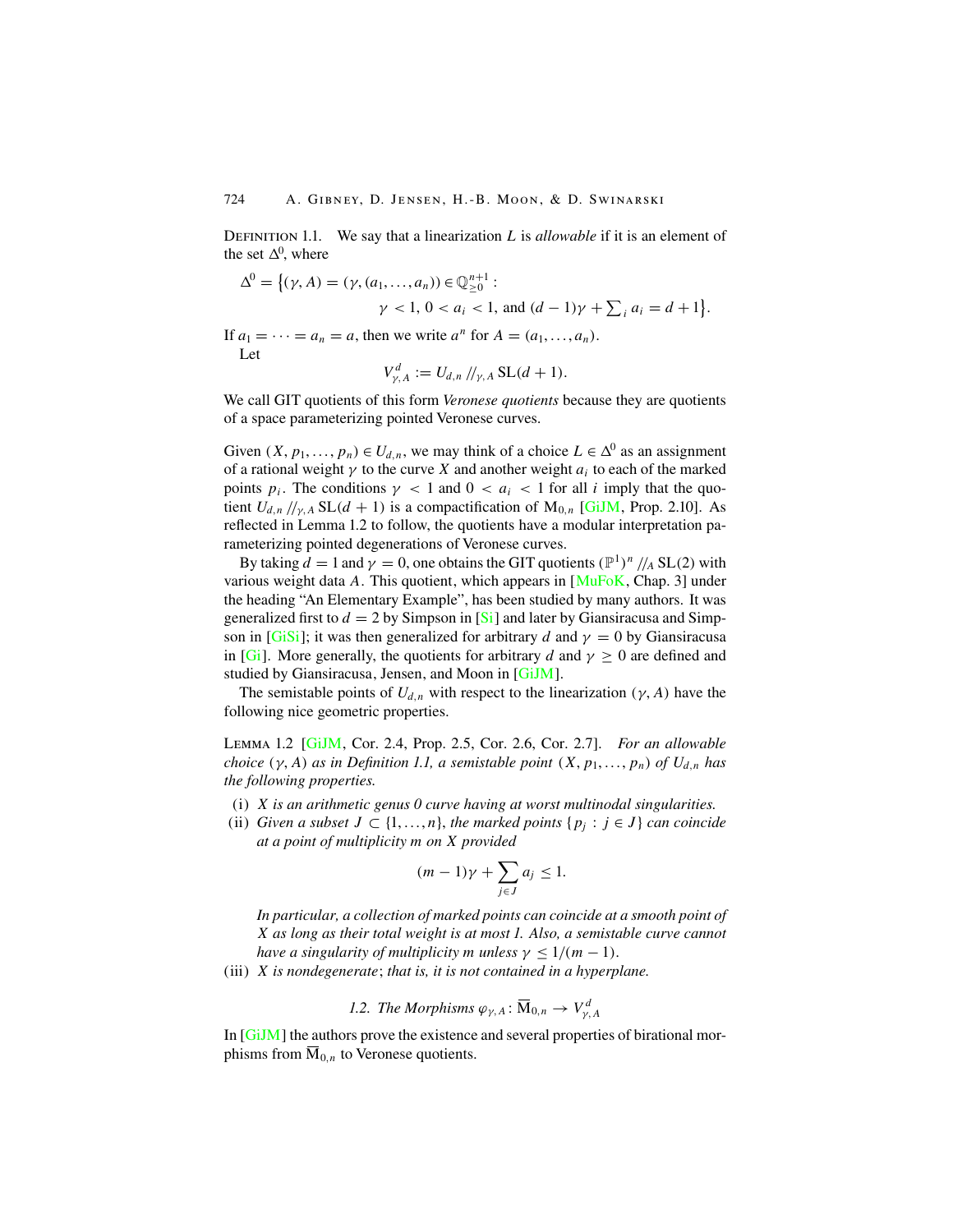Definition 1.1. We say that a linearization $L$ is *allowable* if it is an element of the set $\Delta^0$, where

$$\Delta^0 = \big\{(\gamma, A) = (\gamma, (a_1, \dots, a_n)) \in \mathbb{Q}^{n+1}_{\geq 0} : \\ \gamma < 1,\ 0 < a_i < 1, \text{ and } (d-1)\gamma + \textstyle\sum_i a_i = d+1\big\}.$$

If $a_1 = \cdots = a_n = a$, then we write $a^n$ for $A = (a_1, \dots, a_n)$.

Let

$$V^d_{\gamma, A} := U_{d,n} /\!/_{\gamma, A} \mathrm{SL}(d+1).$$

We call GIT quotients of this form *Veronese quotients* because they are quotients of a space parameterizing pointed Veronese curves.

Given $(X, p_1, \dots, p_n) \in U_{d,n}$, we may think of a choice $L \in \Delta^0$ as an assignment of a rational weight $\gamma$ to the curve $X$ and another weight $a_i$ to each of the marked points $p_i$. The conditions $\gamma < 1$ and $0 < a_i < 1$ for all $i$ imply that the quotient $U_{d,n} /\!/_{\gamma, A} \mathrm{SL}(d+1)$ is a compactification of $\mathrm{M}_{0,n}$ [GiJM, Prop. 2.10]. As reflected in Lemma 1.2 to follow, the quotients have a modular interpretation parameterizing pointed degenerations of Veronese curves.

By taking $d = 1$ and $\gamma = 0$, one obtains the GIT quotients $(\mathbb{P}^1)^n /\!/_A \mathrm{SL}(2)$ with various weight data $A$. This quotient, which appears in [MuFoK, Chap. 3] under the heading "An Elementary Example", has been studied by many authors. It was generalized first to $d = 2$ by Simpson in [Si] and later by Giansiracusa and Simpson in [GiSi]; it was then generalized for arbitrary $d$ and $\gamma = 0$ by Giansiracusa in [Gi]. More generally, the quotients for arbitrary $d$ and $\gamma \geq 0$ are defined and studied by Giansiracusa, Jensen, and Moon in [GiJM].

The semistable points of $U_{d,n}$ with respect to the linearization $(\gamma, A)$ have the following nice geometric properties.

Lemma 1.2 [GiJM, Cor. 2.4, Prop. 2.5, Cor. 2.6, Cor. 2.7]. *For an allowable choice $(\gamma, A)$ as in Definition 1.1, a semistable point $(X, p_1, \dots, p_n)$ of $U_{d,n}$ has the following properties.*

(i) *$X$ is an arithmetic genus 0 curve having at worst multinodal singularities.*

(ii) *Given a subset $J \subset \{1, \dots, n\}$, the marked points $\{p_j : j \in J\}$ can coincide at a point of multiplicity $m$ on $X$ provided*

$$(m-1)\gamma + \sum_{j \in J} a_j \leq 1.$$

*In particular, a collection of marked points can coincide at a smooth point of $X$ as long as their total weight is at most 1. Also, a semistable curve cannot have a singularity of multiplicity $m$ unless $\gamma \leq 1/(m-1)$.*

(iii) *$X$ is nondegenerate; that is, it is not contained in a hyperplane.*

### 1.2. The Morphisms $\varphi_{\gamma, A} : \overline{\mathrm{M}}_{0,n} \to V^d_{\gamma, A}$

In [GiJM] the authors prove the existence and several properties of birational morphisms from $\overline{\mathrm{M}}_{0,n}$ to Veronese quotients.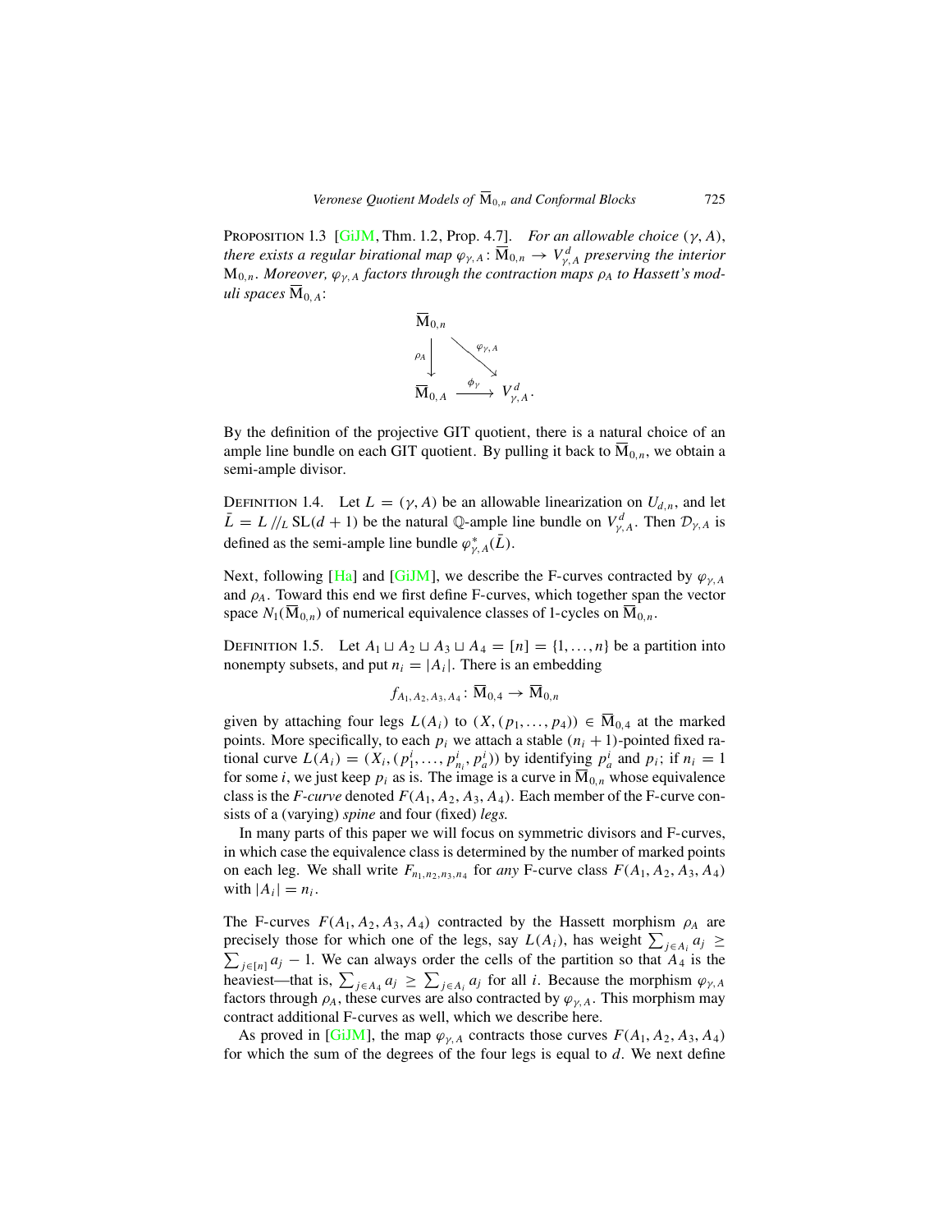Proposition 1.3 [GiJM, Thm. 1.2, Prop. 4.7]. *For an allowable choice* $(\gamma, A)$, *there exists a regular birational map* $\varphi_{\gamma,A}\colon \overline{\mathrm{M}}_{0,n} \to V^d_{\gamma,A}$ *preserving the interior* $\mathrm{M}_{0,n}$. *Moreover,* $\varphi_{\gamma,A}$ *factors through the contraction maps* $\rho_A$ *to Hassett's moduli spaces* $\overline{\mathrm{M}}_{0,A}$:

$$
\begin{array}{ccc}
\overline{\mathrm{M}}_{0,n} & & \\
\rho_A \downarrow & \searrow^{\varphi_{\gamma,A}} & \\
\overline{\mathrm{M}}_{0,A} & \xrightarrow{\phi_\gamma} & V^d_{\gamma,A}.
\end{array}
$$

By the definition of the projective GIT quotient, there is a natural choice of an ample line bundle on each GIT quotient. By pulling it back to $\overline{\mathrm{M}}_{0,n}$, we obtain a semi-ample divisor.

Definition 1.4. Let $L = (\gamma, A)$ be an allowable linearization on $U_{d,n}$, and let $\bar{L} = L /\!/_L \mathrm{SL}(d+1)$ be the natural $\mathbb{Q}$-ample line bundle on $V^d_{\gamma,A}$. Then $\mathcal{D}_{\gamma,A}$ is defined as the semi-ample line bundle $\varphi^*_{\gamma,A}(\bar{L})$.

Next, following [Ha] and [GiJM], we describe the F-curves contracted by $\varphi_{\gamma,A}$ and $\rho_A$. Toward this end we first define F-curves, which together span the vector space $N_1(\overline{\mathrm{M}}_{0,n})$ of numerical equivalence classes of 1-cycles on $\overline{\mathrm{M}}_{0,n}$.

Definition 1.5. Let $A_1 \sqcup A_2 \sqcup A_3 \sqcup A_4 = [n] = \{1, \dots, n\}$ be a partition into nonempty subsets, and put $n_i = |A_i|$. There is an embedding

$$f_{A_1,A_2,A_3,A_4}\colon \overline{\mathrm{M}}_{0,4} \to \overline{\mathrm{M}}_{0,n}$$

given by attaching four legs $L(A_i)$ to $(X, (p_1, \dots, p_4)) \in \overline{\mathrm{M}}_{0,4}$ at the marked points. More specifically, to each $p_i$ we attach a stable $(n_i+1)$-pointed fixed rational curve $L(A_i) = (X_i, (p^i_1, \dots, p^i_{n_i}, p^i_a))$ by identifying $p^i_a$ and $p_i$; if $n_i = 1$ for some $i$, we just keep $p_i$ as is. The image is a curve in $\overline{\mathrm{M}}_{0,n}$ whose equivalence class is the *F-curve* denoted $F(A_1, A_2, A_3, A_4)$. Each member of the F-curve consists of a (varying) *spine* and four (fixed) *legs*.

In many parts of this paper we will focus on symmetric divisors and F-curves, in which case the equivalence class is determined by the number of marked points on each leg. We shall write $F_{n_1,n_2,n_3,n_4}$ for *any* F-curve class $F(A_1, A_2, A_3, A_4)$ with $|A_i| = n_i$.

The F-curves $F(A_1, A_2, A_3, A_4)$ contracted by the Hassett morphism $\rho_A$ are precisely those for which one of the legs, say $L(A_i)$, has weight $\sum_{j\in A_i} a_j \ge \sum_{j\in[n]} a_j - 1$. We can always order the cells of the partition so that $A_4$ is the heaviest—that is, $\sum_{j\in A_4} a_j \ge \sum_{j\in A_i} a_j$ for all $i$. Because the morphism $\varphi_{\gamma,A}$ factors through $\rho_A$, these curves are also contracted by $\varphi_{\gamma,A}$. This morphism may contract additional F-curves as well, which we describe here.

As proved in [GiJM], the map $\varphi_{\gamma,A}$ contracts those curves $F(A_1, A_2, A_3, A_4)$ for which the sum of the degrees of the four legs is equal to $d$. We next define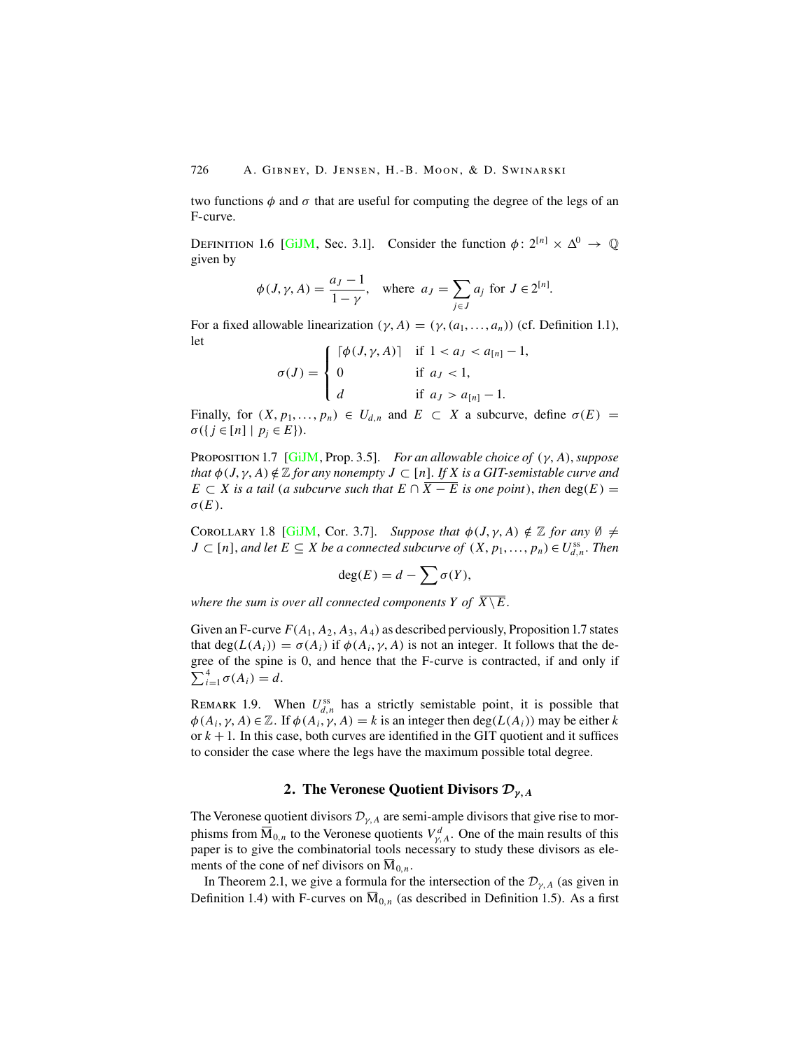two functions $\phi$ and $\sigma$ that are useful for computing the degree of the legs of an F-curve.

Definition 1.6 [GiJM, Sec. 3.1]. Consider the function $\phi\colon 2^{[n]} \times \Delta^0 \to \mathbb{Q}$ given by

$$\phi(J, \gamma, A) = \frac{a_J - 1}{1 - \gamma}, \quad \text{where } a_J = \sum_{j \in J} a_j \text{ for } J \in 2^{[n]}.$$

For a fixed allowable linearization $(\gamma, A) = (\gamma, (a_1, \dots, a_n))$ (cf. Definition 1.1), let

$$\sigma(J) = \begin{cases} \lceil \phi(J, \gamma, A) \rceil & \text{if } 1 < a_J < a_{[n]} - 1, \\ 0 & \text{if } a_J < 1, \\ d & \text{if } a_J > a_{[n]} - 1. \end{cases}$$

Finally, for $(X, p_1, \dots, p_n) \in U_{d,n}$ and $E \subset X$ a subcurve, define $\sigma(E) = \sigma(\{ j \in [n] \mid p_j \in E\})$.

Proposition 1.7 [GiJM, Prop. 3.5]. *For an allowable choice of $(\gamma, A)$, suppose that $\phi(J, \gamma, A) \notin \mathbb{Z}$ for any nonempty $J \subset [n]$. If $X$ is a GIT-semistable curve and $E \subset X$ is a tail (a subcurve such that $E \cap \overline{X - E}$ is one point), then $\deg(E) = \sigma(E)$.*

Corollary 1.8 [GiJM, Cor. 3.7]. *Suppose that $\phi(J, \gamma, A) \notin \mathbb{Z}$ for any $\emptyset \neq J \subset [n]$, and let $E \subseteq X$ be a connected subcurve of $(X, p_1, \dots, p_n) \in U^{\mathrm{ss}}_{d,n}$. Then*

$$\deg(E) = d - \sum \sigma(Y),$$

*where the sum is over all connected components $Y$ of $\overline{X \setminus E}$.*

Given an F-curve $F(A_1, A_2, A_3, A_4)$ as described perviously, Proposition 1.7 states that $\deg(L(A_i)) = \sigma(A_i)$ if $\phi(A_i, \gamma, A)$ is not an integer. It follows that the degree of the spine is 0, and hence that the F-curve is contracted, if and only if $\sum_{i=1}^{4} \sigma(A_i) = d$.

Remark 1.9. When $U^{\mathrm{ss}}_{d,n}$ has a strictly semistable point, it is possible that $\phi(A_i, \gamma, A) \in \mathbb{Z}$. If $\phi(A_i, \gamma, A) = k$ is an integer then $\deg(L(A_i))$ may be either $k$ or $k+1$. In this case, both curves are identified in the GIT quotient and it suffices to consider the case where the legs have the maximum possible total degree.

## 2. The Veronese Quotient Divisors $\mathcal{D}_{\gamma, A}$

The Veronese quotient divisors $\mathcal{D}_{\gamma, A}$ are semi-ample divisors that give rise to morphisms from $\overline{\mathrm{M}}_{0,n}$ to the Veronese quotients $V^d_{\gamma, A}$. One of the main results of this paper is to give the combinatorial tools necessary to study these divisors as elements of the cone of nef divisors on $\overline{\mathrm{M}}_{0,n}$.

In Theorem 2.1, we give a formula for the intersection of the $\mathcal{D}_{\gamma, A}$ (as given in Definition 1.4) with F-curves on $\overline{\mathrm{M}}_{0,n}$ (as described in Definition 1.5). As a first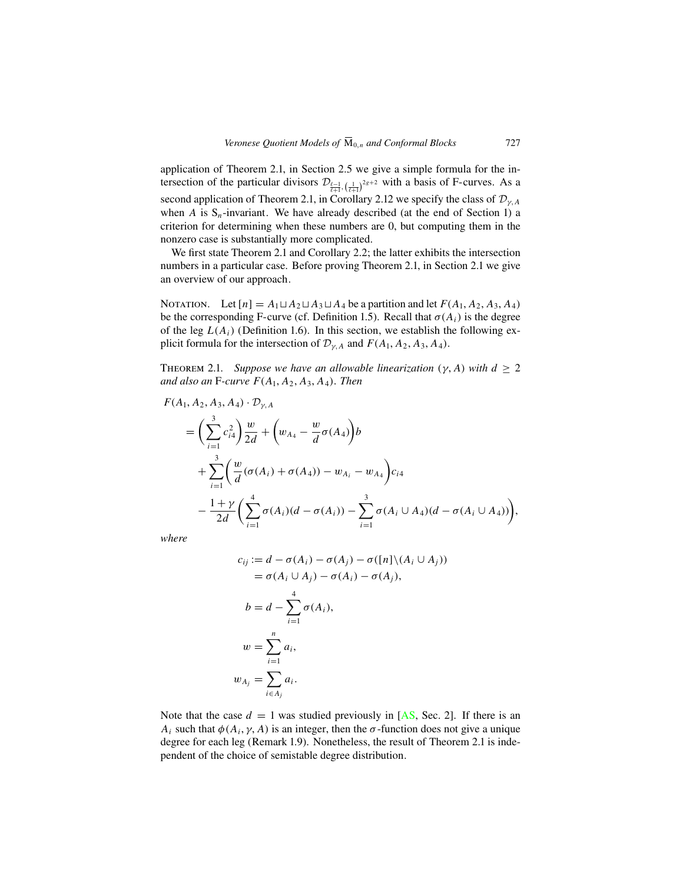application of Theorem 2.1, in Section 2.5 we give a simple formula for the intersection of the particular divisors $\mathcal{D}_{\frac{\ell-1}{\ell+1},(\frac{1}{\ell+1})^{2g+2}}$ with a basis of F-curves. As a second application of Theorem 2.1, in Corollary 2.12 we specify the class of $\mathcal{D}_{\gamma,A}$ when $A$ is $S_n$-invariant. We have already described (at the end of Section 1) a criterion for determining when these numbers are 0, but computing them in the nonzero case is substantially more complicated.

We first state Theorem 2.1 and Corollary 2.2; the latter exhibits the intersection numbers in a particular case. Before proving Theorem 2.1, in Section 2.1 we give an overview of our approach.

Notation. Let $[n] = A_1 \sqcup A_2 \sqcup A_3 \sqcup A_4$ be a partition and let $F(A_1, A_2, A_3, A_4)$ be the corresponding F-curve (cf. Definition 1.5). Recall that $\sigma(A_i)$ is the degree of the leg $L(A_i)$ (Definition 1.6). In this section, we establish the following explicit formula for the intersection of $\mathcal{D}_{\gamma,A}$ and $F(A_1, A_2, A_3, A_4)$.

Theorem 2.1. *Suppose we have an allowable linearization $(\gamma, A)$ with $d \geq 2$ and also an* F*-curve $F(A_1, A_2, A_3, A_4)$. Then*

$$
\begin{aligned}
&F(A_1, A_2, A_3, A_4) \cdot \mathcal{D}_{\gamma,A} \\
&\quad = \left(\sum_{i=1}^{3} c_{i4}^2\right)\frac{w}{2d} + \left(w_{A_4} - \frac{w}{d}\sigma(A_4)\right)b \\
&\qquad + \sum_{i=1}^{3}\left(\frac{w}{d}(\sigma(A_i) + \sigma(A_4)) - w_{A_i} - w_{A_4}\right)c_{i4} \\
&\qquad - \frac{1+\gamma}{2d}\left(\sum_{i=1}^{4}\sigma(A_i)(d - \sigma(A_i)) - \sum_{i=1}^{3}\sigma(A_i \cup A_4)(d - \sigma(A_i \cup A_4))\right),
\end{aligned}
$$

*where*

$$
\begin{aligned}
c_{ij} &:= d - \sigma(A_i) - \sigma(A_j) - \sigma([n]\backslash(A_i \cup A_j)) \\
&= \sigma(A_i \cup A_j) - \sigma(A_i) - \sigma(A_j), \\
b &= d - \sum_{i=1}^{4}\sigma(A_i), \\
w &= \sum_{i=1}^{n} a_i, \\
w_{A_j} &= \sum_{i \in A_j} a_i.
\end{aligned}
$$

Note that the case $d = 1$ was studied previously in [AS, Sec. 2]. If there is an $A_i$ such that $\phi(A_i, \gamma, A)$ is an integer, then the $\sigma$-function does not give a unique degree for each leg (Remark 1.9). Nonetheless, the result of Theorem 2.1 is independent of the choice of semistable degree distribution.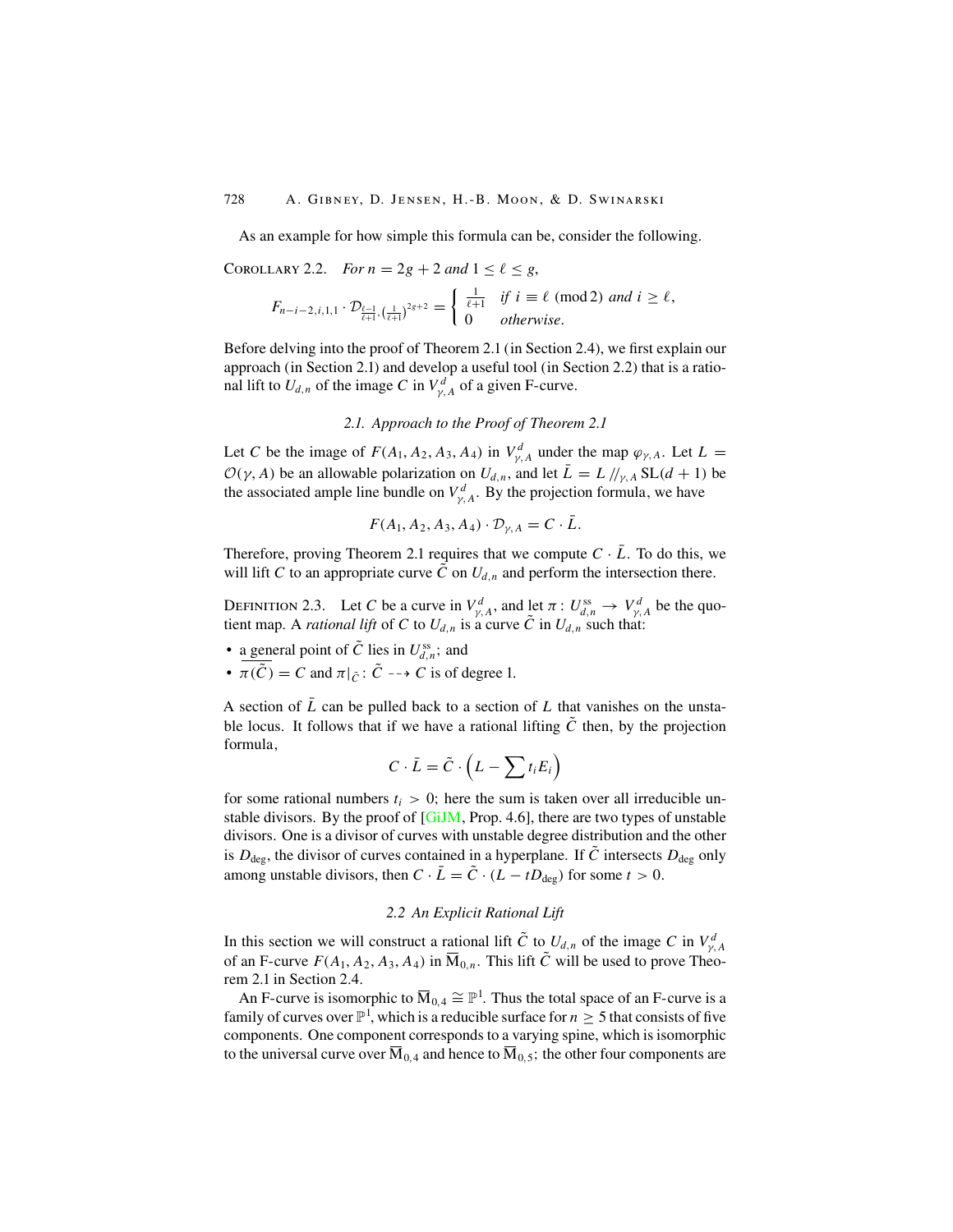As an example for how simple this formula can be, consider the following.

Corollary 2.2. *For $n = 2g + 2$ and $1 \le \ell \le g$,*

$$F_{n-i-2,i,1,1} \cdot \mathcal{D}_{\frac{\ell-1}{\ell+1},(\frac{1}{\ell+1})^{2g+2}} = \begin{cases} \frac{1}{\ell+1} & \text{if } i \equiv \ell \pmod 2 \text{ and } i \ge \ell, \\ 0 & \text{otherwise.} \end{cases}$$

Before delving into the proof of Theorem 2.1 (in Section 2.4), we first explain our approach (in Section 2.1) and develop a useful tool (in Section 2.2) that is a rational lift to $U_{d,n}$ of the image $C$ in $V^d_{\gamma,A}$ of a given F-curve.

### 2.1. Approach to the Proof of Theorem 2.1

Let $C$ be the image of $F(A_1, A_2, A_3, A_4)$ in $V^d_{\gamma,A}$ under the map $\varphi_{\gamma,A}$. Let $L = \mathcal{O}(\gamma, A)$ be an allowable polarization on $U_{d,n}$, and let $\bar{L} = L /\!/_{\gamma,A} \mathrm{SL}(d+1)$ be the associated ample line bundle on $V^d_{\gamma,A}$. By the projection formula, we have

$$F(A_1, A_2, A_3, A_4) \cdot \mathcal{D}_{\gamma,A} = C \cdot \bar{L}.$$

Therefore, proving Theorem 2.1 requires that we compute $C \cdot \bar{L}$. To do this, we will lift $C$ to an appropriate curve $\tilde{C}$ on $U_{d,n}$ and perform the intersection there.

Definition 2.3. Let $C$ be a curve in $V^d_{\gamma,A}$, and let $\pi \colon U^{\mathrm{ss}}_{d,n} \to V^d_{\gamma,A}$ be the quotient map. A *rational lift* of $C$ to $U_{d,n}$ is a curve $\tilde{C}$ in $U_{d,n}$ such that:

- a general point of $\tilde{C}$ lies in $U^{\mathrm{ss}}_{d,n}$; and
- $\overline{\pi(\tilde{C})} = C$ and $\pi|_{\tilde{C}} \colon \tilde{C} \dashrightarrow C$ is of degree 1.

A section of $\bar{L}$ can be pulled back to a section of $L$ that vanishes on the unstable locus. It follows that if we have a rational lifting $\tilde{C}$ then, by the projection formula,

$$C \cdot \bar{L} = \tilde{C} \cdot \Big( L - \sum t_i E_i \Big)$$

for some rational numbers $t_i > 0$; here the sum is taken over all irreducible unstable divisors. By the proof of [GiJM, Prop. 4.6], there are two types of unstable divisors. One is a divisor of curves with unstable degree distribution and the other is $D_{\deg}$, the divisor of curves contained in a hyperplane. If $\tilde{C}$ intersects $D_{\deg}$ only among unstable divisors, then $C \cdot \bar{L} = \tilde{C} \cdot (L - tD_{\deg})$ for some $t > 0$.

### 2.2 An Explicit Rational Lift

In this section we will construct a rational lift $\tilde{C}$ to $U_{d,n}$ of the image $C$ in $V^d_{\gamma,A}$ of an F-curve $F(A_1, A_2, A_3, A_4)$ in $\overline{\mathrm{M}}_{0,n}$. This lift $\tilde{C}$ will be used to prove Theorem 2.1 in Section 2.4.

An F-curve is isomorphic to $\overline{\mathrm{M}}_{0,4} \cong \mathbb{P}^1$. Thus the total space of an F-curve is a family of curves over $\mathbb{P}^1$, which is a reducible surface for $n \ge 5$ that consists of five components. One component corresponds to a varying spine, which is isomorphic to the universal curve over $\overline{\mathrm{M}}_{0,4}$ and hence to $\overline{\mathrm{M}}_{0,5}$; the other four components are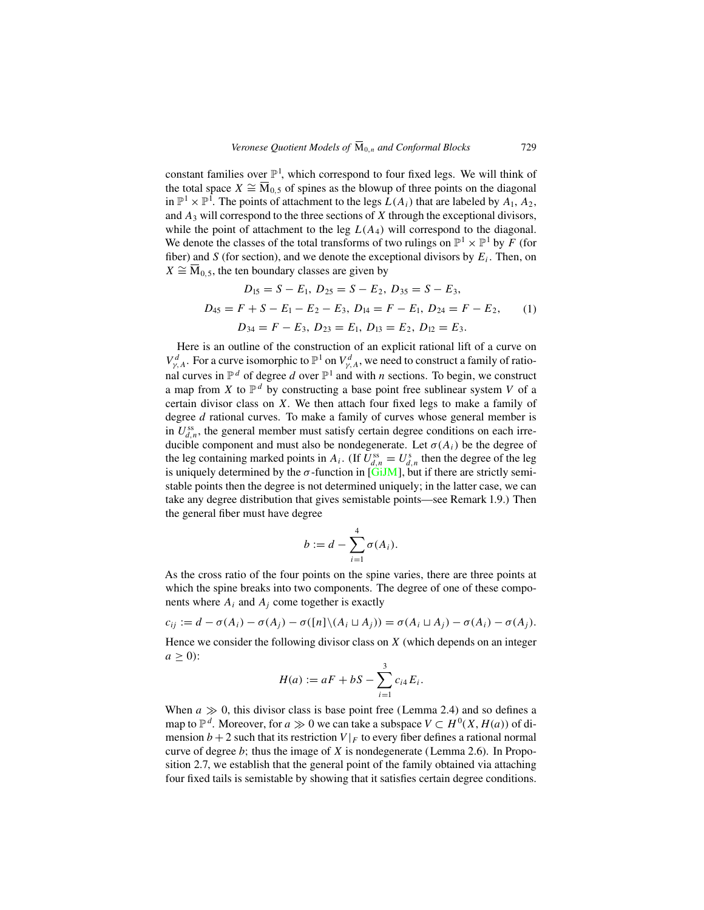constant families over $\mathbb{P}^1$, which correspond to four fixed legs. We will think of the total space $X \cong \overline{\mathrm{M}}_{0,5}$ of spines as the blowup of three points on the diagonal in $\mathbb{P}^1 \times \mathbb{P}^1$. The points of attachment to the legs $L(A_i)$ that are labeled by $A_1$, $A_2$, and $A_3$ will correspond to the three sections of $X$ through the exceptional divisors, while the point of attachment to the leg $L(A_4)$ will correspond to the diagonal. We denote the classes of the total transforms of two rulings on $\mathbb{P}^1 \times \mathbb{P}^1$ by $F$ (for fiber) and $S$ (for section), and we denote the exceptional divisors by $E_i$. Then, on $X \cong \overline{\mathrm{M}}_{0,5}$, the ten boundary classes are given by

$$
\begin{gathered}
D_{15} = S - E_1,\; D_{25} = S - E_2,\; D_{35} = S - E_3, \\
D_{45} = F + S - E_1 - E_2 - E_3,\; D_{14} = F - E_1,\; D_{24} = F - E_2, \\
D_{34} = F - E_3,\; D_{23} = E_1,\; D_{13} = E_2,\; D_{12} = E_3.
\end{gathered} \tag{1}
$$

Here is an outline of the construction of an explicit rational lift of a curve on $V^d_{\gamma,A}$. For a curve isomorphic to $\mathbb{P}^1$ on $V^d_{\gamma,A}$, we need to construct a family of rational curves in $\mathbb{P}^d$ of degree $d$ over $\mathbb{P}^1$ and with $n$ sections. To begin, we construct a map from $X$ to $\mathbb{P}^d$ by constructing a base point free sublinear system $V$ of a certain divisor class on $X$. We then attach four fixed legs to make a family of degree $d$ rational curves. To make a family of curves whose general member is in $U^{\mathrm{ss}}_{d,n}$, the general member must satisfy certain degree conditions on each irreducible component and must also be nondegenerate. Let $\sigma(A_i)$ be the degree of the leg containing marked points in $A_i$. (If $U^{\mathrm{ss}}_{d,n} = U^{\mathrm{s}}_{d,n}$ then the degree of the leg is uniquely determined by the $\sigma$-function in [GiJM], but if there are strictly semistable points then the degree is not determined uniquely; in the latter case, we can take any degree distribution that gives semistable points—see Remark 1.9.) Then the general fiber must have degree

$$
b := d - \sum_{i=1}^{4} \sigma(A_i).
$$

As the cross ratio of the four points on the spine varies, there are three points at which the spine breaks into two components. The degree of one of these components where $A_i$ and $A_j$ come together is exactly

$$
c_{ij} := d - \sigma(A_i) - \sigma(A_j) - \sigma([n]\setminus(A_i \sqcup A_j)) = \sigma(A_i \sqcup A_j) - \sigma(A_i) - \sigma(A_j).
$$

Hence we consider the following divisor class on $X$ (which depends on an integer $a \geq 0$):

$$
H(a) := aF + bS - \sum_{i=1}^{3} c_{i4} E_i.
$$

When $a \gg 0$, this divisor class is base point free (Lemma 2.4) and so defines a map to $\mathbb{P}^d$. Moreover, for $a \gg 0$ we can take a subspace $V \subset H^0(X, H(a))$ of dimension $b+2$ such that its restriction $V|_F$ to every fiber defines a rational normal curve of degree $b$; thus the image of $X$ is nondegenerate (Lemma 2.6). In Proposition 2.7, we establish that the general point of the family obtained via attaching four fixed tails is semistable by showing that it satisfies certain degree conditions.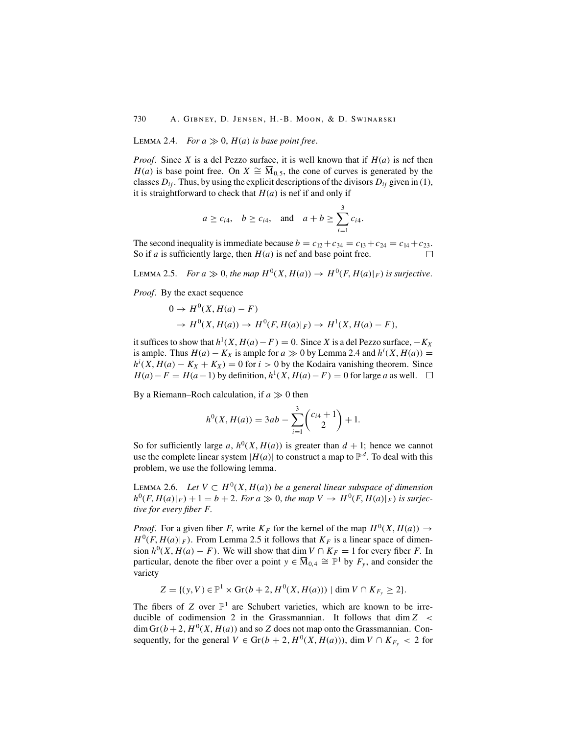**Lemma 2.4.** *For $a \gg 0$, $H(a)$ is base point free.*

*Proof.* Since $X$ is a del Pezzo surface, it is well known that if $H(a)$ is nef then $H(a)$ is base point free. On $X \cong \overline{\mathrm{M}}_{0,5}$, the cone of curves is generated by the classes $D_{ij}$. Thus, by using the explicit descriptions of the divisors $D_{ij}$ given in (1), it is straightforward to check that $H(a)$ is nef if and only if

$$a \geq c_{i4}, \quad b \geq c_{i4}, \quad \text{and} \quad a + b \geq \sum_{i=1}^{3} c_{i4}.$$

The second inequality is immediate because $b = c_{12} + c_{34} = c_{13} + c_{24} = c_{14} + c_{23}$. So if $a$ is sufficiently large, then $H(a)$ is nef and base point free. $\square$

**Lemma 2.5.** *For $a \gg 0$, the map $H^0(X, H(a)) \to H^0(F, H(a)|_F)$ is surjective.*

*Proof.* By the exact sequence

$$\begin{aligned}
0 &\to H^0(X, H(a) - F) \\
&\to H^0(X, H(a)) \to H^0(F, H(a)|_F) \to H^1(X, H(a) - F),
\end{aligned}$$

it suffices to show that $h^1(X, H(a) - F) = 0$. Since $X$ is a del Pezzo surface, $-K_X$ is ample. Thus $H(a) - K_X$ is ample for $a \gg 0$ by Lemma 2.4 and $h^i(X, H(a)) = h^i(X, H(a) - K_X + K_X) = 0$ for $i > 0$ by the Kodaira vanishing theorem. Since $H(a) - F = H(a-1)$ by definition, $h^1(X, H(a) - F) = 0$ for large $a$ as well. $\square$

By a Riemann–Roch calculation, if $a \gg 0$ then

$$h^0(X, H(a)) = 3ab - \sum_{i=1}^{3} \binom{c_{i4} + 1}{2} + 1.$$

So for sufficiently large $a$, $h^0(X, H(a))$ is greater than $d + 1$; hence we cannot use the complete linear system $|H(a)|$ to construct a map to $\mathbb{P}^d$. To deal with this problem, we use the following lemma.

**Lemma 2.6.** *Let $V \subset H^0(X, H(a))$ be a general linear subspace of dimension $h^0(F, H(a)|_F) + 1 = b + 2$. For $a \gg 0$, the map $V \to H^0(F, H(a)|_F)$ is surjective for every fiber $F$.*

*Proof.* For a given fiber $F$, write $K_F$ for the kernel of the map $H^0(X, H(a)) \to H^0(F, H(a)|_F)$. From Lemma 2.5 it follows that $K_F$ is a linear space of dimension $h^0(X, H(a) - F)$. We will show that $\dim V \cap K_F = 1$ for every fiber $F$. In particular, denote the fiber over a point $y \in \overline{\mathrm{M}}_{0,4} \cong \mathbb{P}^1$ by $F_y$, and consider the variety

$$Z = \{(y, V) \in \mathbb{P}^1 \times \mathrm{Gr}(b+2, H^0(X, H(a))) \mid \dim V \cap K_{F_y} \geq 2\}.$$

The fibers of $Z$ over $\mathbb{P}^1$ are Schubert varieties, which are known to be irreducible of codimension 2 in the Grassmannian. It follows that $\dim Z < \dim \mathrm{Gr}(b+2, H^0(X, H(a)))$ and so $Z$ does not map onto the Grassmannian. Consequently, for the general $V \in \mathrm{Gr}(b+2, H^0(X, H(a)))$, $\dim V \cap K_{F_y} < 2$ for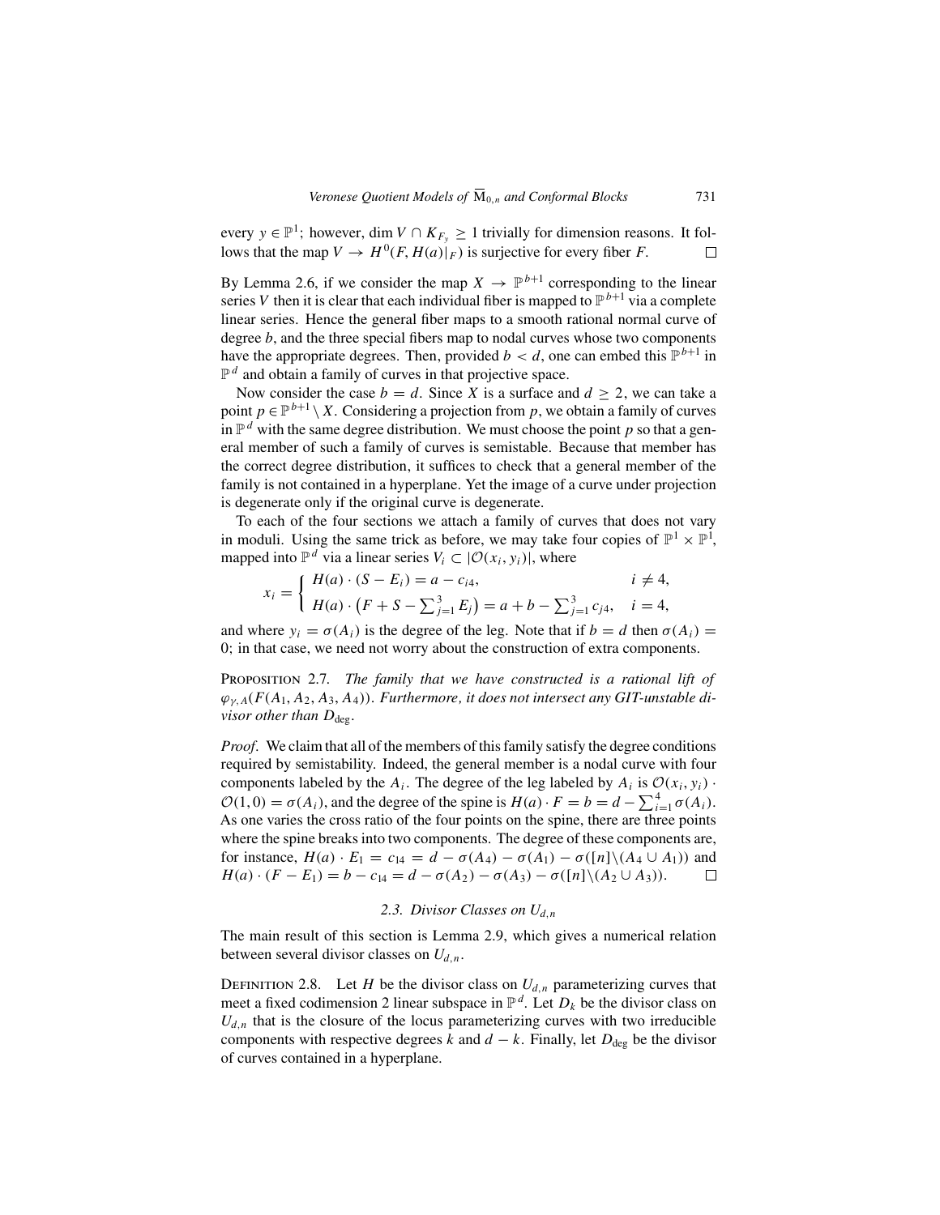every $y \in \mathbb{P}^1$; however, $\dim V \cap K_{F_y} \geq 1$ trivially for dimension reasons. It follows that the map $V \to H^0(F, H(a)|_F)$ is surjective for every fiber $F$. $\square$

By Lemma 2.6, if we consider the map $X \to \mathbb{P}^{b+1}$ corresponding to the linear series $V$ then it is clear that each individual fiber is mapped to $\mathbb{P}^{b+1}$ via a complete linear series. Hence the general fiber maps to a smooth rational normal curve of degree $b$, and the three special fibers map to nodal curves whose two components have the appropriate degrees. Then, provided $b < d$, one can embed this $\mathbb{P}^{b+1}$ in $\mathbb{P}^d$ and obtain a family of curves in that projective space.

Now consider the case $b = d$. Since $X$ is a surface and $d \geq 2$, we can take a point $p \in \mathbb{P}^{b+1} \setminus X$. Considering a projection from $p$, we obtain a family of curves in $\mathbb{P}^d$ with the same degree distribution. We must choose the point $p$ so that a general member of such a family of curves is semistable. Because that member has the correct degree distribution, it suffices to check that a general member of the family is not contained in a hyperplane. Yet the image of a curve under projection is degenerate only if the original curve is degenerate.

To each of the four sections we attach a family of curves that does not vary in moduli. Using the same trick as before, we may take four copies of $\mathbb{P}^1 \times \mathbb{P}^1$, mapped into $\mathbb{P}^d$ via a linear series $V_i \subset |\mathcal{O}(x_i, y_i)|$, where

$$x_i = \begin{cases} H(a) \cdot (S - E_i) = a - c_{i4}, & i \neq 4, \\ H(a) \cdot \left(F + S - \sum_{j=1}^{3} E_j\right) = a + b - \sum_{j=1}^{3} c_{j4}, & i = 4, \end{cases}$$

and where $y_i = \sigma(A_i)$ is the degree of the leg. Note that if $b = d$ then $\sigma(A_i) = 0$; in that case, we need not worry about the construction of extra components.

Proposition 2.7. *The family that we have constructed is a rational lift of $\varphi_{\gamma,A}(F(A_1, A_2, A_3, A_4))$. Furthermore, it does not intersect any GIT-unstable divisor other than $D_{\deg}$.*

*Proof*. We claim that all of the members of this family satisfy the degree conditions required by semistability. Indeed, the general member is a nodal curve with four components labeled by the $A_i$. The degree of the leg labeled by $A_i$ is $\mathcal{O}(x_i, y_i) \cdot \mathcal{O}(1, 0) = \sigma(A_i)$, and the degree of the spine is $H(a) \cdot F = b = d - \sum_{i=1}^{4} \sigma(A_i)$. As one varies the cross ratio of the four points on the spine, there are three points where the spine breaks into two components. The degree of these components are, for instance, $H(a) \cdot E_1 = c_{14} = d - \sigma(A_4) - \sigma(A_1) - \sigma([n] \setminus (A_4 \cup A_1))$ and $H(a) \cdot (F - E_1) = b - c_{14} = d - \sigma(A_2) - \sigma(A_3) - \sigma([n] \setminus (A_2 \cup A_3))$. $\square$

### 2.3. Divisor Classes on $U_{d,n}$

The main result of this section is Lemma 2.9, which gives a numerical relation between several divisor classes on $U_{d,n}$.

Definition 2.8. Let $H$ be the divisor class on $U_{d,n}$ parameterizing curves that meet a fixed codimension 2 linear subspace in $\mathbb{P}^d$. Let $D_k$ be the divisor class on $U_{d,n}$ that is the closure of the locus parameterizing curves with two irreducible components with respective degrees $k$ and $d - k$. Finally, let $D_{\deg}$ be the divisor of curves contained in a hyperplane.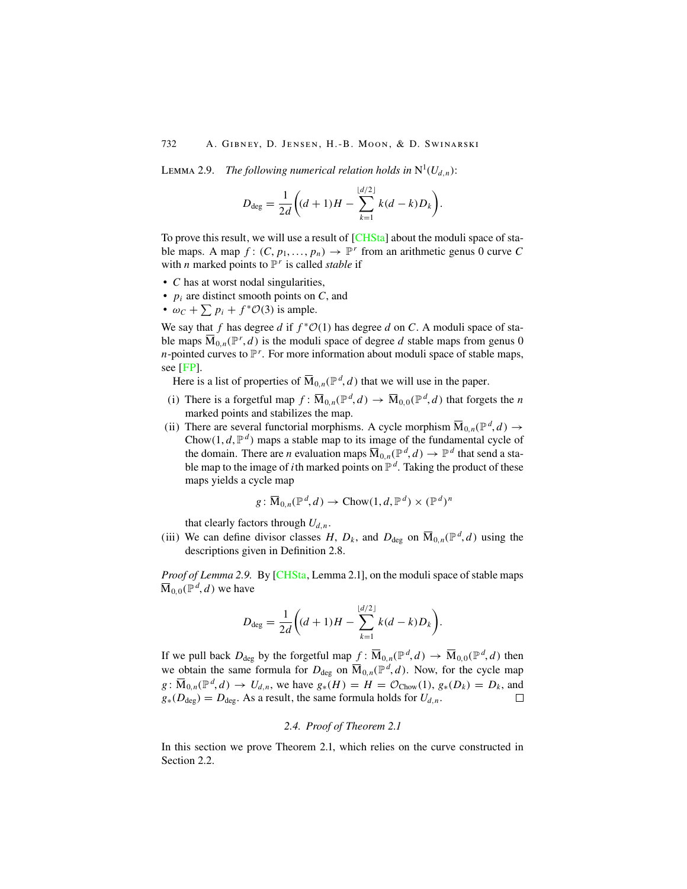Lemma 2.9. *The following numerical relation holds in* $\mathrm{N}^1(U_{d,n})$:

$$D_{\deg} = \frac{1}{2d}\bigg((d+1)H - \sum_{k=1}^{\lfloor d/2 \rfloor} k(d-k)D_k\bigg).$$

To prove this result, we will use a result of [CHSta] about the moduli space of stable maps. A map $f\colon (C, p_1, \dots, p_n) \to \mathbb{P}^r$ from an arithmetic genus 0 curve $C$ with $n$ marked points to $\mathbb{P}^r$ is called *stable* if

- $C$ has at worst nodal singularities,
- $p_i$ are distinct smooth points on $C$, and
- $\omega_C + \sum p_i + f^*\mathcal{O}(3)$ is ample.

We say that $f$ has degree $d$ if $f^*\mathcal{O}(1)$ has degree $d$ on $C$. A moduli space of stable maps $\overline{\mathrm{M}}_{0,n}(\mathbb{P}^r, d)$ is the moduli space of degree $d$ stable maps from genus 0 $n$-pointed curves to $\mathbb{P}^r$. For more information about moduli space of stable maps, see [FP].

Here is a list of properties of $\overline{\mathrm{M}}_{0,n}(\mathbb{P}^d, d)$ that we will use in the paper.

(i) There is a forgetful map $f\colon \overline{\mathrm{M}}_{0,n}(\mathbb{P}^d, d) \to \overline{\mathrm{M}}_{0,0}(\mathbb{P}^d, d)$ that forgets the $n$ marked points and stabilizes the map.

(ii) There are several functorial morphisms. A cycle morphism $\overline{\mathrm{M}}_{0,n}(\mathbb{P}^d, d) \to \mathrm{Chow}(1, d, \mathbb{P}^d)$ maps a stable map to its image of the fundamental cycle of the domain. There are $n$ evaluation maps $\overline{\mathrm{M}}_{0,n}(\mathbb{P}^d, d) \to \mathbb{P}^d$ that send a stable map to the image of $i$th marked points on $\mathbb{P}^d$. Taking the product of these maps yields a cycle map

$$g\colon \overline{\mathrm{M}}_{0,n}(\mathbb{P}^d, d) \to \mathrm{Chow}(1, d, \mathbb{P}^d) \times (\mathbb{P}^d)^n$$

that clearly factors through $U_{d,n}$.

(iii) We can define divisor classes $H$, $D_k$, and $D_{\deg}$ on $\overline{\mathrm{M}}_{0,n}(\mathbb{P}^d, d)$ using the descriptions given in Definition 2.8.

*Proof of Lemma 2.9.* By [CHSta, Lemma 2.1], on the moduli space of stable maps $\overline{\mathrm{M}}_{0,0}(\mathbb{P}^d, d)$ we have

$$D_{\deg} = \frac{1}{2d}\bigg((d+1)H - \sum_{k=1}^{\lfloor d/2 \rfloor} k(d-k)D_k\bigg).$$

If we pull back $D_{\deg}$ by the forgetful map $f\colon \overline{\mathrm{M}}_{0,n}(\mathbb{P}^d, d) \to \overline{\mathrm{M}}_{0,0}(\mathbb{P}^d, d)$ then we obtain the same formula for $D_{\deg}$ on $\overline{\mathrm{M}}_{0,n}(\mathbb{P}^d, d)$. Now, for the cycle map $g\colon \overline{\mathrm{M}}_{0,n}(\mathbb{P}^d, d) \to U_{d,n}$, we have $g_*(H) = H = \mathcal{O}_{\mathrm{Chow}}(1)$, $g_*(D_k) = D_k$, and $g_*(D_{\deg}) = D_{\deg}$. As a result, the same formula holds for $U_{d,n}$. □

### 2.4. Proof of Theorem 2.1

In this section we prove Theorem 2.1, which relies on the curve constructed in Section 2.2.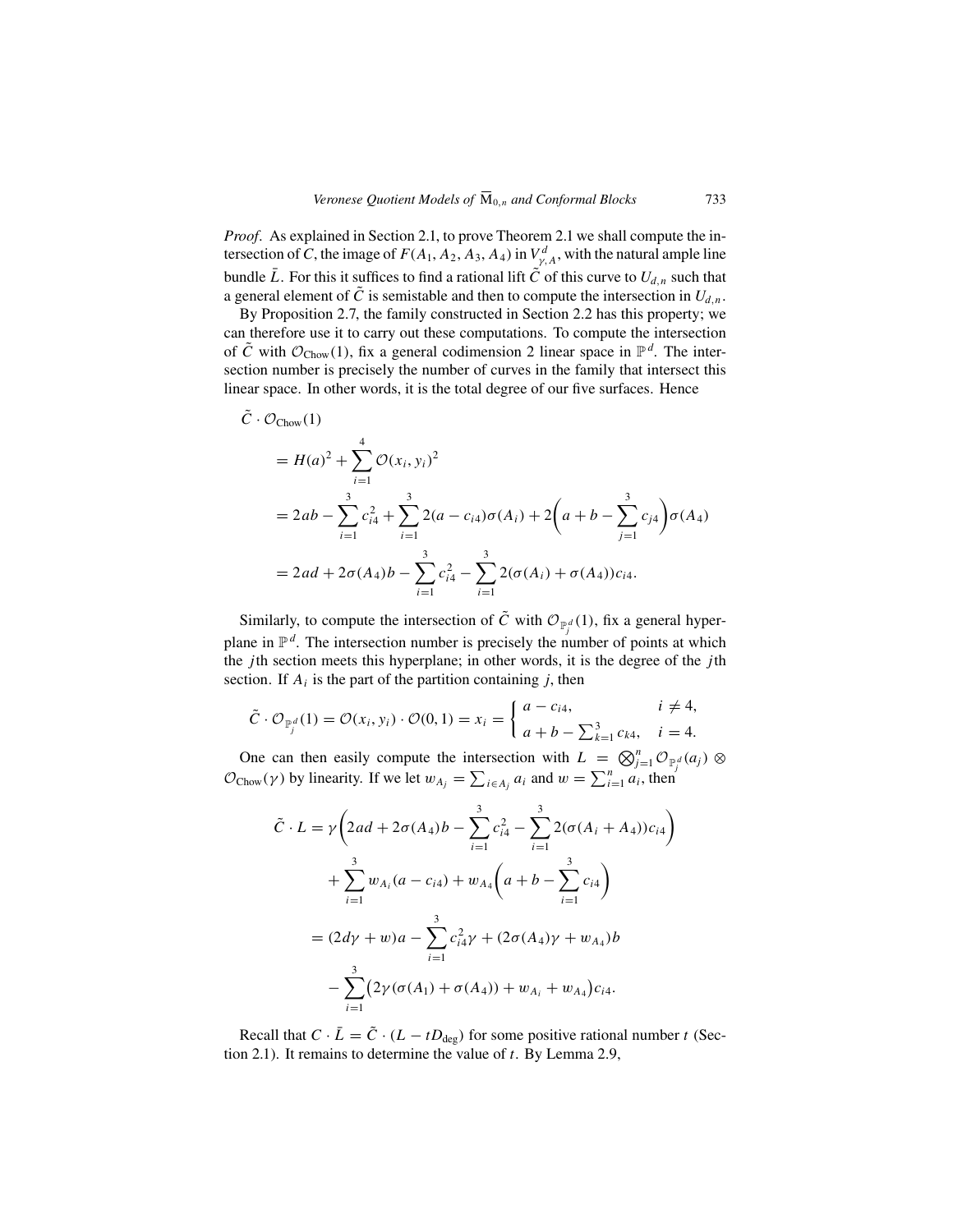*Proof.* As explained in Section 2.1, to prove Theorem 2.1 we shall compute the intersection of $C$, the image of $F(A_1, A_2, A_3, A_4)$ in $V^d_{\gamma,A}$, with the natural ample line bundle $\bar{L}$. For this it suffices to find a rational lift $\tilde{C}$ of this curve to $U_{d,n}$ such that a general element of $\tilde{C}$ is semistable and then to compute the intersection in $U_{d,n}$.

By Proposition 2.7, the family constructed in Section 2.2 has this property; we can therefore use it to carry out these computations. To compute the intersection of $\tilde{C}$ with $\mathcal{O}_{\text{Chow}}(1)$, fix a general codimension 2 linear space in $\mathbb{P}^d$. The intersection number is precisely the number of curves in the family that intersect this linear space. In other words, it is the total degree of our five surfaces. Hence

$$
\begin{aligned}
\tilde{C} &\cdot \mathcal{O}_{\text{Chow}}(1) \\
&= H(a)^2 + \sum_{i=1}^{4} \mathcal{O}(x_i, y_i)^2 \\
&= 2ab - \sum_{i=1}^{3} c_{i4}^2 + \sum_{i=1}^{3} 2(a - c_{i4})\sigma(A_i) + 2\biggl(a + b - \sum_{j=1}^{3} c_{j4}\biggr)\sigma(A_4) \\
&= 2ad + 2\sigma(A_4)b - \sum_{i=1}^{3} c_{i4}^2 - \sum_{i=1}^{3} 2(\sigma(A_i) + \sigma(A_4))c_{i4}.
\end{aligned}
$$

Similarly, to compute the intersection of $\tilde{C}$ with $\mathcal{O}_{\mathbb{P}^d_j}(1)$, fix a general hyperplane in $\mathbb{P}^d$. The intersection number is precisely the number of points at which the $j$th section meets this hyperplane; in other words, it is the degree of the $j$th section. If $A_i$ is the part of the partition containing $j$, then

$$
\tilde{C} \cdot \mathcal{O}_{\mathbb{P}^d_j}(1) = \mathcal{O}(x_i, y_i) \cdot \mathcal{O}(0, 1) = x_i = \begin{cases} a - c_{i4}, & i \neq 4, \\ a + b - \sum_{k=1}^{3} c_{k4}, & i = 4. \end{cases}
$$

One can then easily compute the intersection with $L = \bigotimes_{j=1}^{n} \mathcal{O}_{\mathbb{P}^d_j}(a_j) \otimes \mathcal{O}_{\text{Chow}}(\gamma)$ by linearity. If we let $w_{A_j} = \sum_{i \in A_j} a_i$ and $w = \sum_{i=1}^{n} a_i$, then

$$
\begin{aligned}
\tilde{C} \cdot L &= \gamma\biggl(2ad + 2\sigma(A_4)b - \sum_{i=1}^{3} c_{i4}^2 - \sum_{i=1}^{3} 2(\sigma(A_i + A_4))c_{i4}\biggr) \\
&\quad + \sum_{i=1}^{3} w_{A_i}(a - c_{i4}) + w_{A_4}\biggl(a + b - \sum_{i=1}^{3} c_{i4}\biggr) \\
&= (2d\gamma + w)a - \sum_{i=1}^{3} c_{i4}^2\gamma + (2\sigma(A_4)\gamma + w_{A_4})b \\
&\quad - \sum_{i=1}^{3} \bigl(2\gamma(\sigma(A_1) + \sigma(A_4)) + w_{A_i} + w_{A_4}\bigr)c_{i4}.
\end{aligned}
$$

Recall that $C \cdot \bar{L} = \tilde{C} \cdot (L - tD_{\deg})$ for some positive rational number $t$ (Section 2.1). It remains to determine the value of $t$. By Lemma 2.9,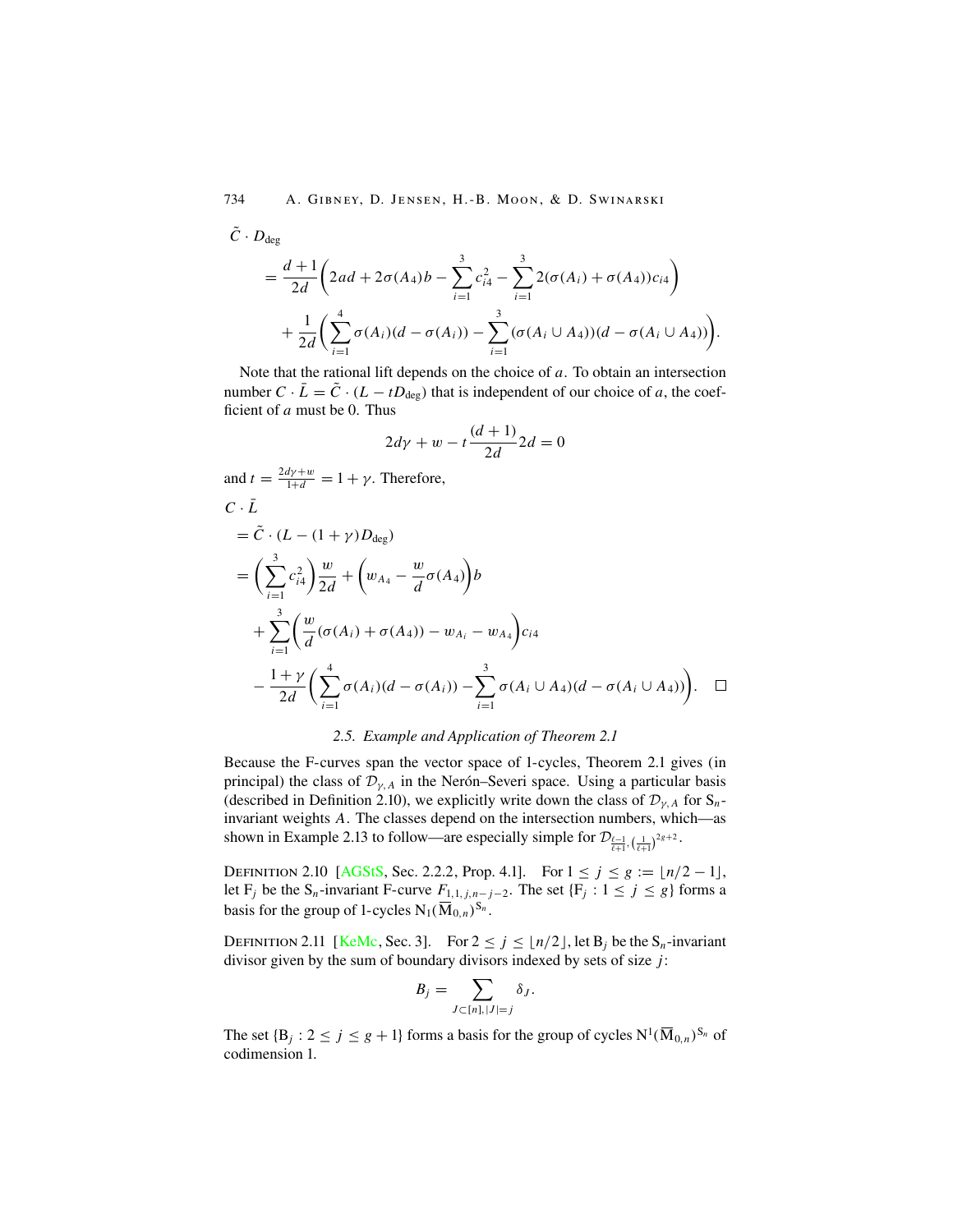$\tilde{C} \cdot D_{\mathrm{deg}}$

$$
\begin{aligned}
&= \frac{d+1}{2d}\bigg(2ad + 2\sigma(A_4)b - \sum_{i=1}^{3} c_{i4}^2 - \sum_{i=1}^{3} 2(\sigma(A_i)+\sigma(A_4))c_{i4}\bigg) \\
&\quad + \frac{1}{2d}\bigg(\sum_{i=1}^{4}\sigma(A_i)(d-\sigma(A_i)) - \sum_{i=1}^{3}(\sigma(A_i\cup A_4))(d-\sigma(A_i\cup A_4))\bigg).
\end{aligned}
$$

Note that the rational lift depends on the choice of $a$. To obtain an intersection number $C \cdot \bar{L} = \tilde{C} \cdot (L - tD_{\mathrm{deg}})$ that is independent of our choice of $a$, the coefficient of $a$ must be 0. Thus

$$2d\gamma + w - t\frac{(d+1)}{2d}2d = 0$$

and $t = \frac{2d\gamma + w}{1+d} = 1+\gamma$. Therefore,

$C \cdot \bar{L}$

$$
\begin{aligned}
&= \tilde{C} \cdot (L - (1+\gamma)D_{\mathrm{deg}}) \\
&= \bigg(\sum_{i=1}^{3} c_{i4}^2\bigg)\frac{w}{2d} + \bigg(w_{A_4} - \frac{w}{d}\sigma(A_4)\bigg)b \\
&\quad + \sum_{i=1}^{3}\bigg(\frac{w}{d}(\sigma(A_i)+\sigma(A_4)) - w_{A_i} - w_{A_4}\bigg)c_{i4} \\
&\quad - \frac{1+\gamma}{2d}\bigg(\sum_{i=1}^{4}\sigma(A_i)(d-\sigma(A_i)) - \sum_{i=1}^{3}\sigma(A_i\cup A_4)(d-\sigma(A_i\cup A_4))\bigg). \qquad \square
\end{aligned}
$$

### 2.5. *Example and Application of Theorem 2.1*

Because the F-curves span the vector space of 1-cycles, Theorem 2.1 gives (in principal) the class of $\mathcal{D}_{\gamma,A}$ in the Nerón–Severi space. Using a particular basis (described in Definition 2.10), we explicitly write down the class of $\mathcal{D}_{\gamma,A}$ for $S_n$-invariant weights $A$. The classes depend on the intersection numbers, which—as shown in Example 2.13 to follow—are especially simple for $\mathcal{D}_{\frac{\ell-1}{\ell+1},(\frac{1}{\ell+1})^{2g+2}}$.

Definition 2.10 [AGStS, Sec. 2.2.2, Prop. 4.1]. For $1 \le j \le g := \lfloor n/2 - 1\rfloor$, let $F_j$ be the $S_n$-invariant F-curve $F_{1,1,j,n-j-2}$. The set $\{F_j : 1 \le j \le g\}$ forms a basis for the group of 1-cycles $N_1(\overline{M}_{0,n})^{S_n}$.

Definition 2.11 [KeMc, Sec. 3]. For $2 \le j \le \lfloor n/2 \rfloor$, let $B_j$ be the $S_n$-invariant divisor given by the sum of boundary divisors indexed by sets of size $j$:

$$B_j = \sum_{J\subset[n],|J|=j} \delta_J.$$

The set $\{B_j : 2 \le j \le g+1\}$ forms a basis for the group of cycles $N^1(\overline{M}_{0,n})^{S_n}$ of codimension 1.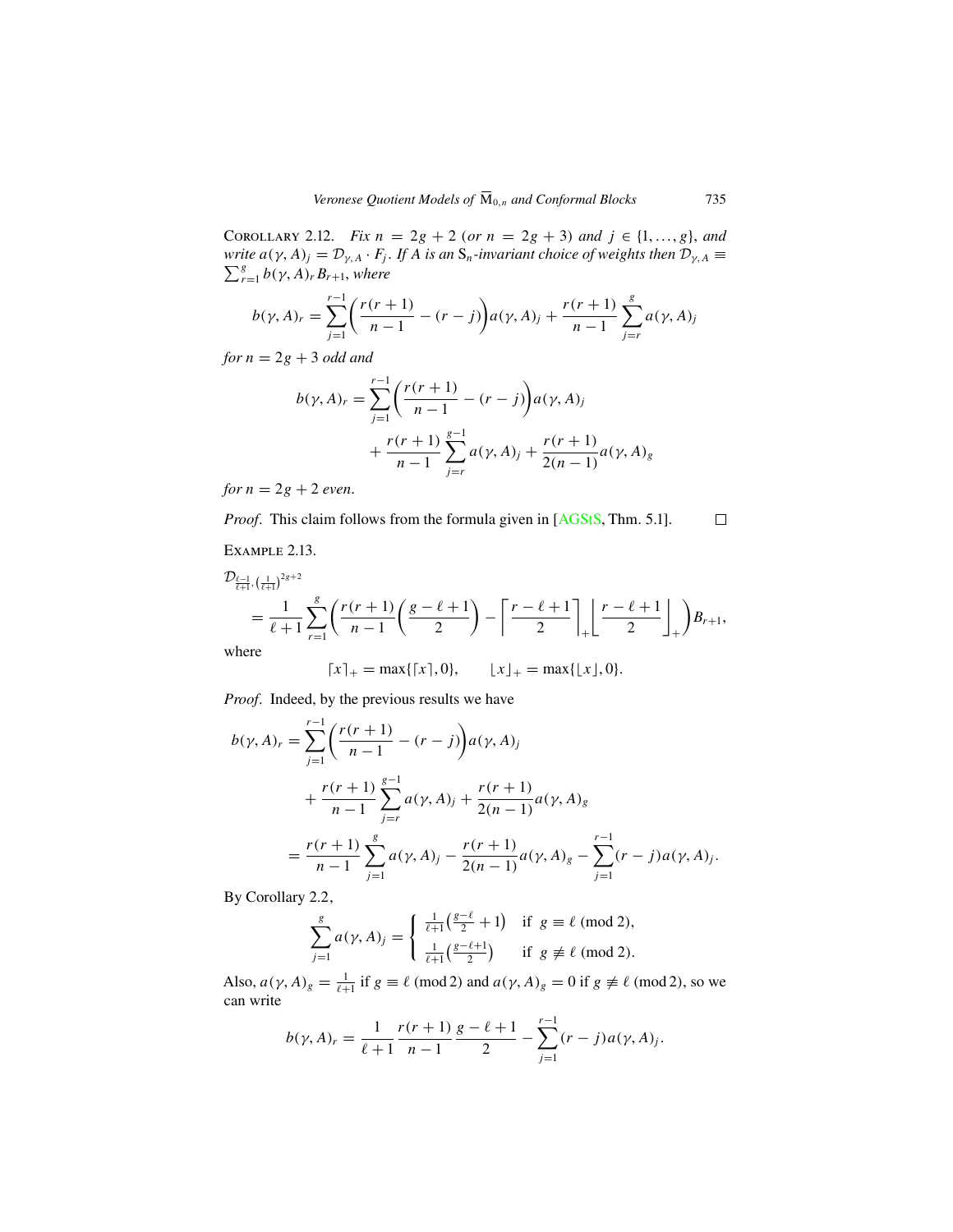Corollary 2.12. *Fix $n = 2g+2$ (or $n = 2g+3$) and $j \in \{1, \ldots, g\}$, and write $a(\gamma, A)_j = \mathcal{D}_{\gamma,A} \cdot F_j$. If $A$ is an $S_n$-invariant choice of weights then $\mathcal{D}_{\gamma,A} \equiv \sum_{r=1}^{g} b(\gamma, A)_r B_{r+1}$, where*

$$b(\gamma, A)_r = \sum_{j=1}^{r-1} \left( \frac{r(r+1)}{n-1} - (r-j) \right) a(\gamma, A)_j + \frac{r(r+1)}{n-1} \sum_{j=r}^{g} a(\gamma, A)_j$$

*for $n = 2g+3$ odd and*

$$b(\gamma, A)_r = \sum_{j=1}^{r-1} \left( \frac{r(r+1)}{n-1} - (r-j) \right) a(\gamma, A)_j + \frac{r(r+1)}{n-1} \sum_{j=r}^{g-1} a(\gamma, A)_j + \frac{r(r+1)}{2(n-1)} a(\gamma, A)_g$$

*for $n = 2g+2$ even.*

*Proof*. This claim follows from the formula given in [AGStS, Thm. 5.1]. □

Example 2.13.

$$\mathcal{D}_{\frac{\ell-1}{\ell+1}, \left(\frac{1}{\ell+1}\right)^{2g+2}} = \frac{1}{\ell+1} \sum_{r=1}^{g} \left( \frac{r(r+1)}{n-1} \left( \frac{g-\ell+1}{2} \right) - \left\lceil \frac{r-\ell+1}{2} \right\rceil_{+} \left\lfloor \frac{r-\ell+1}{2} \right\rfloor_{+} \right) B_{r+1},$$

where

$$\lceil x \rceil_{+} = \max\{\lceil x \rceil, 0\}, \qquad \lfloor x \rfloor_{+} = \max\{\lfloor x \rfloor, 0\}.$$

*Proof*. Indeed, by the previous results we have

$$\begin{aligned}
b(\gamma, A)_r &= \sum_{j=1}^{r-1} \left( \frac{r(r+1)}{n-1} - (r-j) \right) a(\gamma, A)_j \\
&\quad + \frac{r(r+1)}{n-1} \sum_{j=r}^{g-1} a(\gamma, A)_j + \frac{r(r+1)}{2(n-1)} a(\gamma, A)_g \\
&= \frac{r(r+1)}{n-1} \sum_{j=1}^{g} a(\gamma, A)_j - \frac{r(r+1)}{2(n-1)} a(\gamma, A)_g - \sum_{j=1}^{r-1} (r-j) a(\gamma, A)_j.
\end{aligned}$$

By Corollary 2.2,

$$\sum_{j=1}^{g} a(\gamma, A)_j = \begin{cases} \frac{1}{\ell+1} \left( \frac{g-\ell}{2} + 1 \right) & \text{if } g \equiv \ell \pmod 2, \\ \frac{1}{\ell+1} \left( \frac{g-\ell+1}{2} \right) & \text{if } g \not\equiv \ell \pmod 2. \end{cases}$$

Also, $a(\gamma, A)_g = \frac{1}{\ell+1}$ if $g \equiv \ell \pmod 2$ and $a(\gamma, A)_g = 0$ if $g \not\equiv \ell \pmod 2$, so we can write

$$b(\gamma, A)_r = \frac{1}{\ell+1} \frac{r(r+1)}{n-1} \frac{g-\ell+1}{2} - \sum_{j=1}^{r-1} (r-j) a(\gamma, A)_j.$$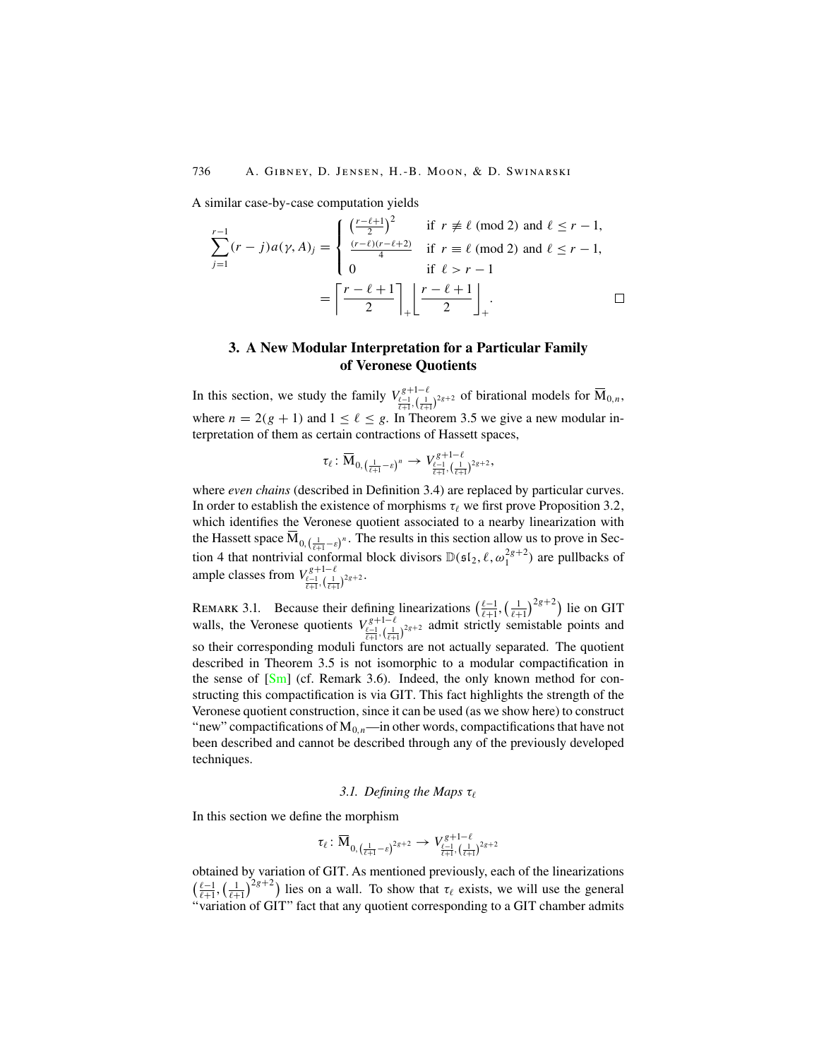A similar case-by-case computation yields

$$\sum_{j=1}^{r-1}(r-j)a(\gamma, A)_j = \begin{cases} \left(\frac{r-\ell+1}{2}\right)^2 & \text{if } r \not\equiv \ell \pmod 2 \text{ and } \ell \le r-1, \\ \frac{(r-\ell)(r-\ell+2)}{4} & \text{if } r \equiv \ell \pmod 2 \text{ and } \ell \le r-1, \\ 0 & \text{if } \ell > r-1 \end{cases}$$
$$= \left\lceil \frac{r-\ell+1}{2} \right\rceil_+ \left\lfloor \frac{r-\ell+1}{2} \right\rfloor_+ . \qquad \square$$

## 3. A New Modular Interpretation for a Particular Family of Veronese Quotients

In this section, we study the family $V^{g+1-\ell}_{\frac{\ell-1}{\ell+1},(\frac{1}{\ell+1})^{2g+2}}$ of birational models for $\overline{\mathrm{M}}_{0,n}$, where $n = 2(g+1)$ and $1 \le \ell \le g$. In Theorem 3.5 we give a new modular interpretation of them as certain contractions of Hassett spaces,

$$\tau_\ell \colon \overline{\mathrm{M}}_{0,(\frac{1}{\ell+1}-\varepsilon)^n} \to V^{g+1-\ell}_{\frac{\ell-1}{\ell+1},(\frac{1}{\ell+1})^{2g+2}},$$

where *even chains* (described in Definition 3.4) are replaced by particular curves. In order to establish the existence of morphisms $\tau_\ell$ we first prove Proposition 3.2, which identifies the Veronese quotient associated to a nearby linearization with the Hassett space $\overline{\mathrm{M}}_{0,(\frac{1}{\ell+1}-\varepsilon)^n}$. The results in this section allow us to prove in Section 4 that nontrivial conformal block divisors $\mathbb{D}(\mathfrak{sl}_2, \ell, \omega_1^{2g+2})$ are pullbacks of ample classes from $V^{g+1-\ell}_{\frac{\ell-1}{\ell+1},(\frac{1}{\ell+1})^{2g+2}}$.

Remark 3.1. Because their defining linearizations $\left(\frac{\ell-1}{\ell+1},\left(\frac{1}{\ell+1}\right)^{2g+2}\right)$ lie on GIT walls, the Veronese quotients $V^{g+1-\ell}_{\frac{\ell-1}{\ell+1},(\frac{1}{\ell+1})^{2g+2}}$ admit strictly semistable points and so their corresponding moduli functors are not actually separated. The quotient described in Theorem 3.5 is not isomorphic to a modular compactification in the sense of [Sm] (cf. Remark 3.6). Indeed, the only known method for constructing this compactification is via GIT. This fact highlights the strength of the Veronese quotient construction, since it can be used (as we show here) to construct "new" compactifications of $\mathrm{M}_{0,n}$—in other words, compactifications that have not been described and cannot be described through any of the previously developed techniques.

### 3.1. Defining the Maps $\tau_\ell$

In this section we define the morphism

$$\tau_\ell \colon \overline{\mathrm{M}}_{0,(\frac{1}{\ell+1}-\varepsilon)^{2g+2}} \to V^{g+1-\ell}_{\frac{\ell-1}{\ell+1},(\frac{1}{\ell+1})^{2g+2}}$$

obtained by variation of GIT. As mentioned previously, each of the linearizations $\left(\frac{\ell-1}{\ell+1},\left(\frac{1}{\ell+1}\right)^{2g+2}\right)$ lies on a wall. To show that $\tau_\ell$ exists, we will use the general "variation of GIT" fact that any quotient corresponding to a GIT chamber admits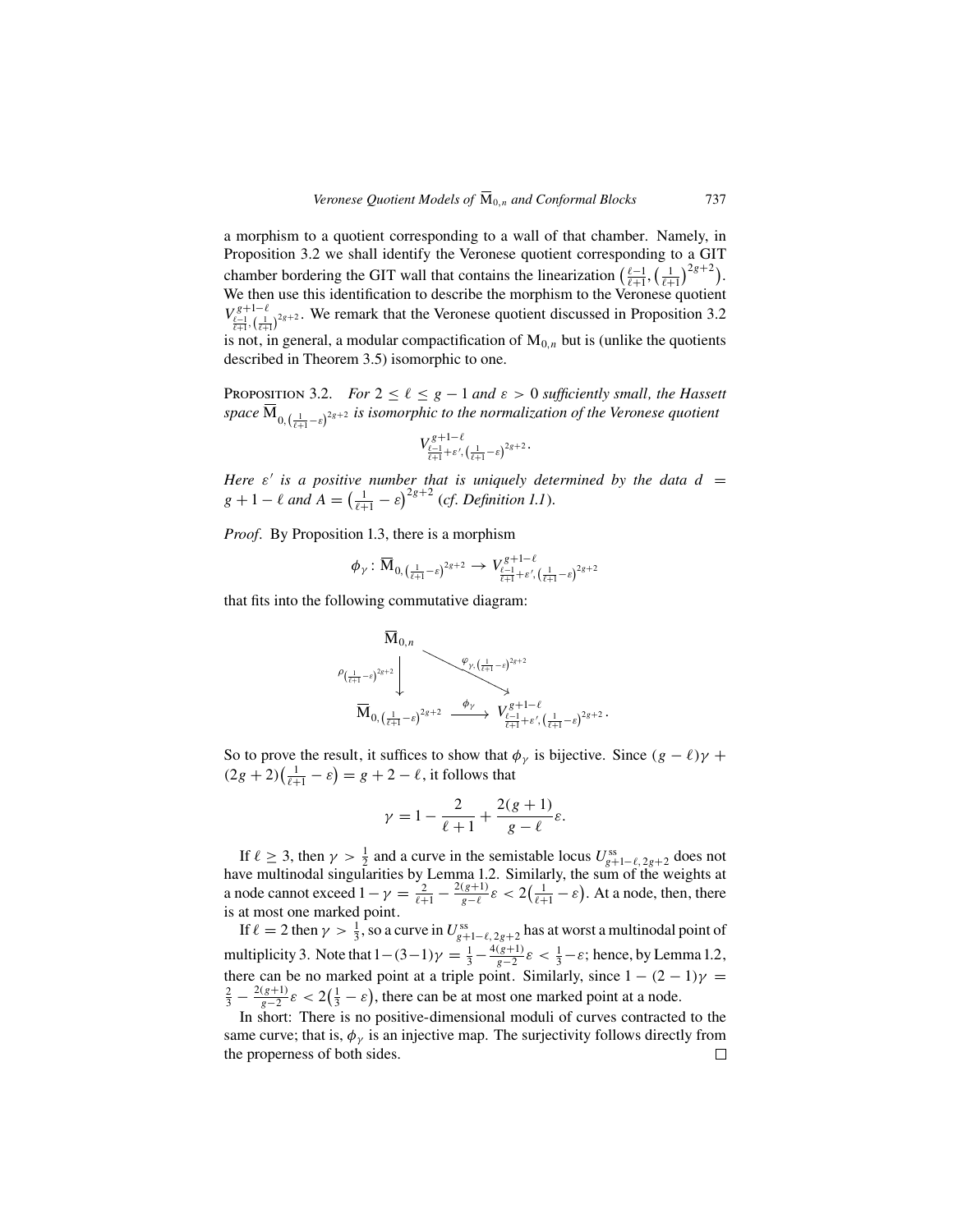a morphism to a quotient corresponding to a wall of that chamber. Namely, in Proposition 3.2 we shall identify the Veronese quotient corresponding to a GIT chamber bordering the GIT wall that contains the linearization $\left(\frac{\ell-1}{\ell+1}, \left(\frac{1}{\ell+1}\right)^{2g+2}\right)$. We then use this identification to describe the morphism to the Veronese quotient $V^{g+1-\ell}_{\frac{\ell-1}{\ell+1}, \left(\frac{1}{\ell+1}\right)^{2g+2}}$. We remark that the Veronese quotient discussed in Proposition 3.2 is not, in general, a modular compactification of $\mathrm{M}_{0,n}$ but is (unlike the quotients described in Theorem 3.5) isomorphic to one.

Proposition 3.2. *For $2 \le \ell \le g-1$ and $\varepsilon > 0$ sufficiently small, the Hassett space $\overline{\mathrm{M}}_{0,\left(\frac{1}{\ell+1}-\varepsilon\right)^{2g+2}}$ is isomorphic to the normalization of the Veronese quotient*

$$V^{g+1-\ell}_{\frac{\ell-1}{\ell+1}+\varepsilon', \left(\frac{1}{\ell+1}-\varepsilon\right)^{2g+2}}.$$

*Here $\varepsilon'$ is a positive number that is uniquely determined by the data $d = g+1-\ell$ and $A = \left(\frac{1}{\ell+1}-\varepsilon\right)^{2g+2}$ (cf. Definition 1.1).*

*Proof.* By Proposition 1.3, there is a morphism

$$\phi_\gamma : \overline{\mathrm{M}}_{0,\left(\frac{1}{\ell+1}-\varepsilon\right)^{2g+2}} \to V^{g+1-\ell}_{\frac{\ell-1}{\ell+1}+\varepsilon', \left(\frac{1}{\ell+1}-\varepsilon\right)^{2g+2}}$$

that fits into the following commutative diagram:

$$\begin{array}{ccc} \overline{\mathrm{M}}_{0,n} & & \\ \downarrow \rho_{\left(\frac{1}{\ell+1}-\varepsilon\right)^{2g+2}} & \searrow^{\varphi_{\gamma,\left(\frac{1}{\ell+1}-\varepsilon\right)^{2g+2}}} & \\ \overline{\mathrm{M}}_{0,\left(\frac{1}{\ell+1}-\varepsilon\right)^{2g+2}} & \xrightarrow{\phi_\gamma} & V^{g+1-\ell}_{\frac{\ell-1}{\ell+1}+\varepsilon', \left(\frac{1}{\ell+1}-\varepsilon\right)^{2g+2}}. \end{array}$$

So to prove the result, it suffices to show that $\phi_\gamma$ is bijective. Since $(g-\ell)\gamma + (2g+2)\left(\frac{1}{\ell+1}-\varepsilon\right) = g+2-\ell$, it follows that

$$\gamma = 1 - \frac{2}{\ell+1} + \frac{2(g+1)}{g-\ell}\varepsilon.$$

If $\ell \ge 3$, then $\gamma > \frac{1}{2}$ and a curve in the semistable locus $U^{\mathrm{ss}}_{g+1-\ell,2g+2}$ does not have multinodal singularities by Lemma 1.2. Similarly, the sum of the weights at a node cannot exceed $1-\gamma = \frac{2}{\ell+1} - \frac{2(g+1)}{g-\ell}\varepsilon < 2\left(\frac{1}{\ell+1}-\varepsilon\right)$. At a node, then, there is at most one marked point.

If $\ell = 2$ then $\gamma > \frac{1}{3}$, so a curve in $U^{\mathrm{ss}}_{g+1-\ell,2g+2}$ has at worst a multinodal point of multiplicity 3. Note that $1-(3-1)\gamma = \frac{1}{3} - \frac{4(g+1)}{g-2}\varepsilon < \frac{1}{3}-\varepsilon$; hence, by Lemma 1.2, there can be no marked point at a triple point. Similarly, since $1-(2-1)\gamma = \frac{2}{3} - \frac{2(g+1)}{g-2}\varepsilon < 2\left(\frac{1}{3}-\varepsilon\right)$, there can be at most one marked point at a node.

In short: There is no positive-dimensional moduli of curves contracted to the same curve; that is, $\phi_\gamma$ is an injective map. The surjectivity follows directly from the properness of both sides. □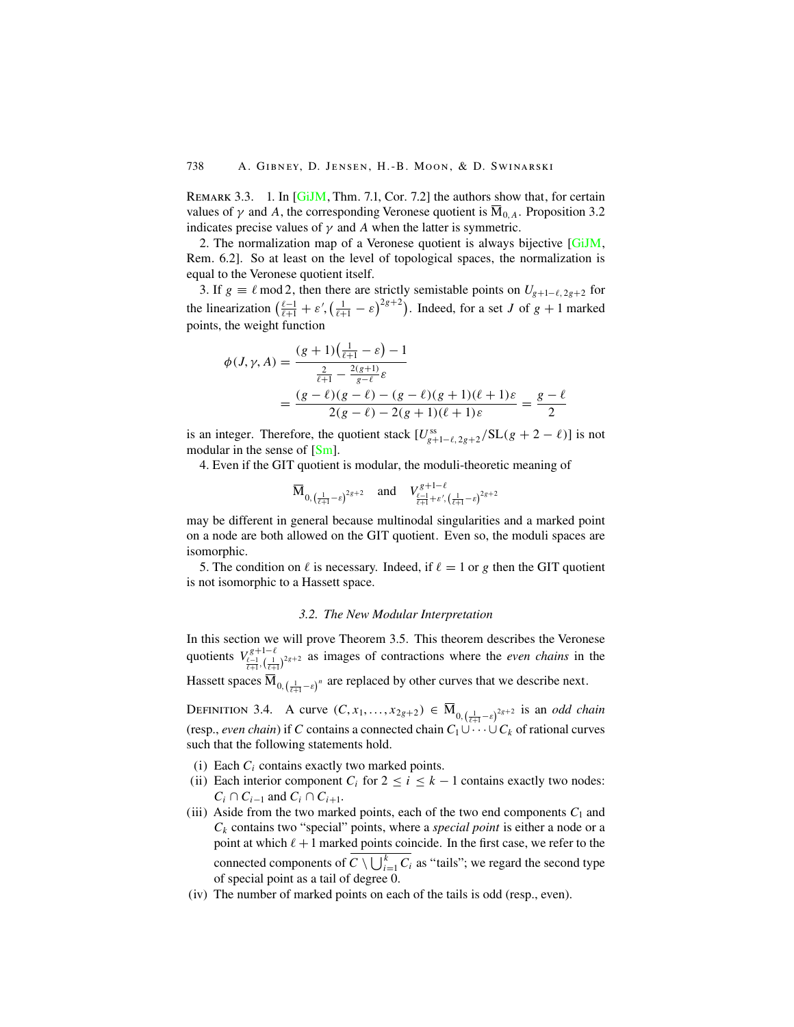Remark 3.3. 1. In [GiJM, Thm. 7.1, Cor. 7.2] the authors show that, for certain values of $\gamma$ and $A$, the corresponding Veronese quotient is $\overline{\mathrm{M}}_{0,A}$. Proposition 3.2 indicates precise values of $\gamma$ and $A$ when the latter is symmetric.

2. The normalization map of a Veronese quotient is always bijective [GiJM, Rem. 6.2]. So at least on the level of topological spaces, the normalization is equal to the Veronese quotient itself.

3. If $g \equiv \ell \bmod 2$, then there are strictly semistable points on $U_{g+1-\ell,2g+2}$ for the linearization $\left(\frac{\ell-1}{\ell+1}+\varepsilon', \left(\frac{1}{\ell+1}-\varepsilon\right)^{2g+2}\right)$. Indeed, for a set $J$ of $g+1$ marked points, the weight function

$$
\begin{aligned}
\phi(J,\gamma,A) &= \frac{(g+1)\left(\frac{1}{\ell+1}-\varepsilon\right)-1}{\frac{2}{\ell+1}-\frac{2(g+1)}{g-\ell}\varepsilon} \\
&= \frac{(g-\ell)(g-\ell)-(g-\ell)(g+1)(\ell+1)\varepsilon}{2(g-\ell)-2(g+1)(\ell+1)\varepsilon} = \frac{g-\ell}{2}
\end{aligned}
$$

is an integer. Therefore, the quotient stack $[U^{\mathrm{ss}}_{g+1-\ell,2g+2}/\mathrm{SL}(g+2-\ell)]$ is not modular in the sense of [Sm].

4. Even if the GIT quotient is modular, the moduli-theoretic meaning of

$$
\overline{\mathrm{M}}_{0,\left(\frac{1}{\ell+1}-\varepsilon\right)^{2g+2}} \quad \text{and} \quad V^{g+1-\ell}_{\frac{\ell-1}{\ell+1}+\varepsilon',\left(\frac{1}{\ell+1}-\varepsilon\right)^{2g+2}}
$$

may be different in general because multinodal singularities and a marked point on a node are both allowed on the GIT quotient. Even so, the moduli spaces are isomorphic.

5. The condition on $\ell$ is necessary. Indeed, if $\ell = 1$ or $g$ then the GIT quotient is not isomorphic to a Hassett space.

### 3.2. The New Modular Interpretation

In this section we will prove Theorem 3.5. This theorem describes the Veronese quotients $V^{g+1-\ell}_{\frac{\ell-1}{\ell+1},\left(\frac{1}{\ell+1}\right)^{2g+2}}$ as images of contractions where the *even chains* in the Hassett spaces $\overline{\mathrm{M}}_{0,\left(\frac{1}{\ell+1}-\varepsilon\right)^{n}}$ are replaced by other curves that we describe next.

Definition 3.4. A curve $(C, x_1, \dots, x_{2g+2}) \in \overline{\mathrm{M}}_{0,\left(\frac{1}{\ell+1}-\varepsilon\right)^{2g+2}}$ is an *odd chain* (resp., *even chain*) if $C$ contains a connected chain $C_1 \cup \dots \cup C_k$ of rational curves such that the following statements hold.

(i) Each $C_i$ contains exactly two marked points.
(ii) Each interior component $C_i$ for $2 \le i \le k-1$ contains exactly two nodes: $C_i \cap C_{i-1}$ and $C_i \cap C_{i+1}$.
(iii) Aside from the two marked points, each of the two end components $C_1$ and $C_k$ contains two "special" points, where a *special point* is either a node or a point at which $\ell+1$ marked points coincide. In the first case, we refer to the connected components of $\overline{C \setminus \bigcup_{i=1}^{k} C_i}$ as "tails"; we regard the second type of special point as a tail of degree 0.
(iv) The number of marked points on each of the tails is odd (resp., even).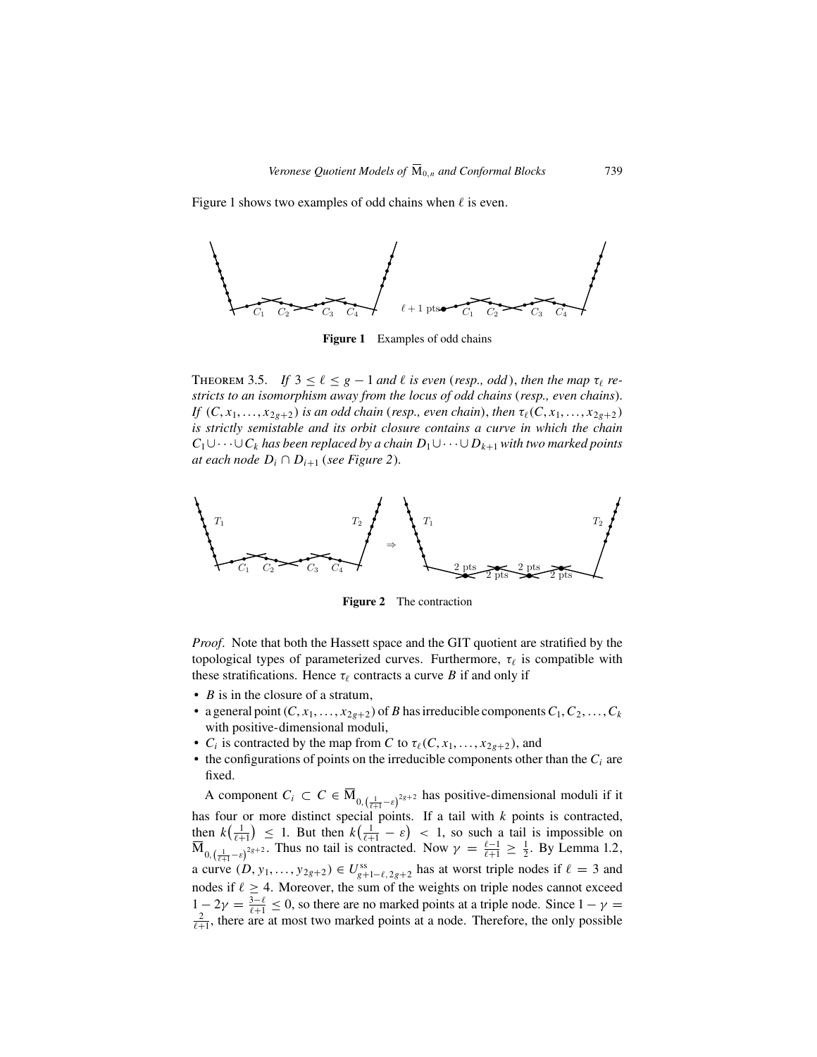Figure 1 shows two examples of odd chains when $\ell$ is even.

**Figure 1** Examples of odd chains

THEOREM 3.5. *If $3 \le \ell \le g-1$ and $\ell$ is even* (*resp., odd*), *then the map $\tau_\ell$ restricts to an isomorphism away from the locus of odd chains* (*resp., even chains*). *If $(C, x_1, \ldots, x_{2g+2})$ is an odd chain* (*resp., even chain*), *then $\tau_\ell(C, x_1, \ldots, x_{2g+2})$ is strictly semistable and its orbit closure contains a curve in which the chain $C_1 \cup \cdots \cup C_k$ has been replaced by a chain $D_1 \cup \cdots \cup D_{k+1}$ with two marked points at each node $D_i \cap D_{i+1}$* (*see Figure 2*).

**Figure 2** The contraction

*Proof*. Note that both the Hassett space and the GIT quotient are stratified by the topological types of parameterized curves. Furthermore, $\tau_\ell$ is compatible with these stratifications. Hence $\tau_\ell$ contracts a curve $B$ if and only if

- $B$ is in the closure of a stratum,
- a general point $(C, x_1, \ldots, x_{2g+2})$ of $B$ has irreducible components $C_1, C_2, \ldots, C_k$ with positive-dimensional moduli,
- $C_i$ is contracted by the map from $C$ to $\tau_\ell(C, x_1, \ldots, x_{2g+2})$, and
- the configurations of points on the irreducible components other than the $C_i$ are fixed.

A component $C_i \subset C \in \overline{\mathrm{M}}_{0,\left(\frac{1}{\ell+1}-\varepsilon\right)^{2g+2}}$ has positive-dimensional moduli if it has four or more distinct special points. If a tail with $k$ points is contracted, then $k\left(\frac{1}{\ell+1}\right) \le 1$. But then $k\left(\frac{1}{\ell+1} - \varepsilon\right) < 1$, so such a tail is impossible on $\overline{\mathrm{M}}_{0,\left(\frac{1}{\ell+1}-\varepsilon\right)^{2g+2}}$. Thus no tail is contracted. Now $\gamma = \frac{\ell-1}{\ell+1} \ge \frac{1}{2}$. By Lemma 1.2, a curve $(D, y_1, \ldots, y_{2g+2}) \in U^{\mathrm{ss}}_{g+1-\ell,2g+2}$ has at worst triple nodes if $\ell = 3$ and nodes if $\ell \ge 4$. Moreover, the sum of the weights on triple nodes cannot exceed $1 - 2\gamma = \frac{3-\ell}{\ell+1} \le 0$, so there are no marked points at a triple node. Since $1 - \gamma = \frac{2}{\ell+1}$, there are at most two marked points at a node. Therefore, the only possible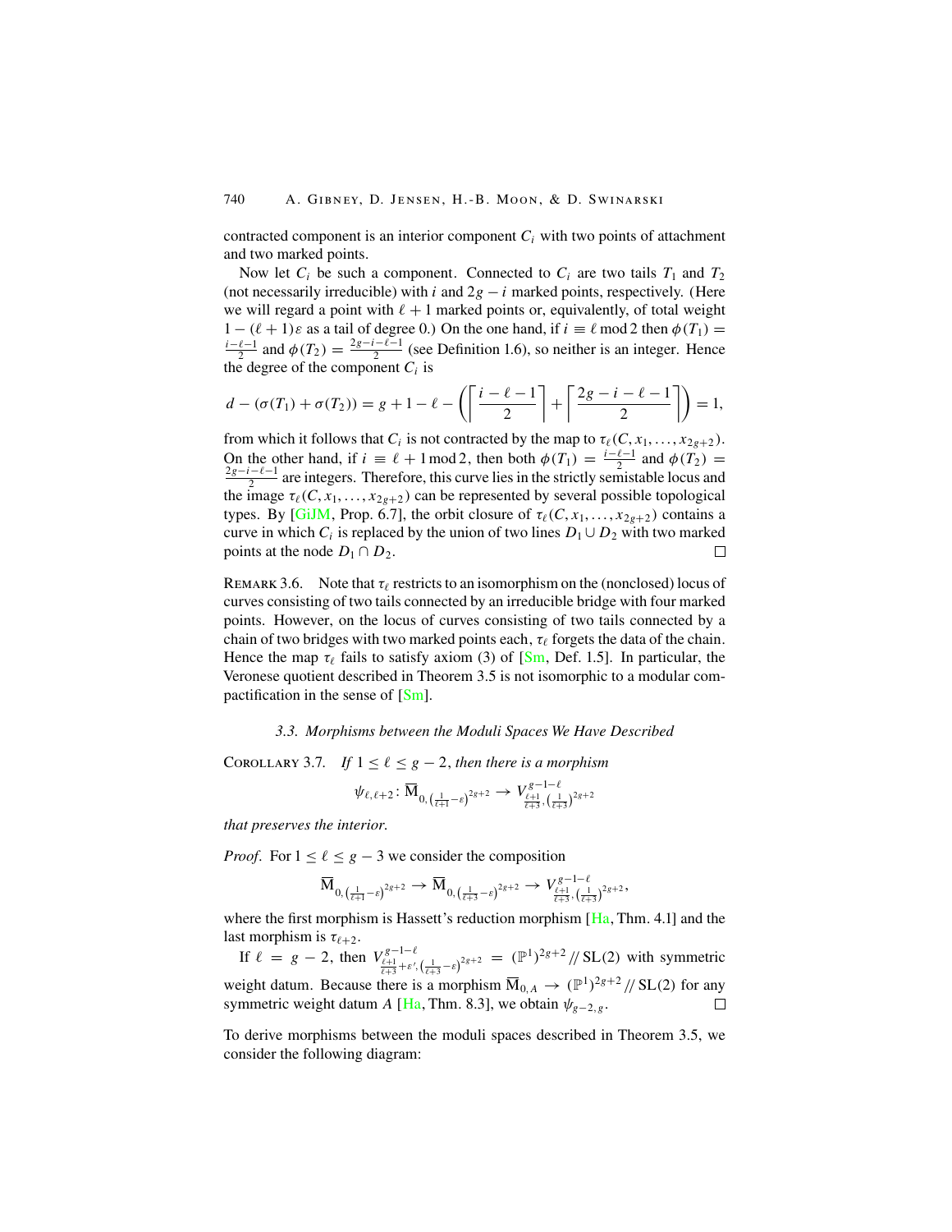contracted component is an interior component $C_i$ with two points of attachment and two marked points.

Now let $C_i$ be such a component. Connected to $C_i$ are two tails $T_1$ and $T_2$ (not necessarily irreducible) with $i$ and $2g-i$ marked points, respectively. (Here we will regard a point with $\ell+1$ marked points or, equivalently, of total weight $1-(\ell+1)\varepsilon$ as a tail of degree 0.) On the one hand, if $i \equiv \ell \bmod 2$ then $\phi(T_1) = \frac{i-\ell-1}{2}$ and $\phi(T_2) = \frac{2g-i-\ell-1}{2}$ (see Definition 1.6), so neither is an integer. Hence the degree of the component $C_i$ is

$$d - (\sigma(T_1) + \sigma(T_2)) = g + 1 - \ell - \left( \left\lceil \frac{i-\ell-1}{2} \right\rceil + \left\lceil \frac{2g-i-\ell-1}{2} \right\rceil \right) = 1,$$

from which it follows that $C_i$ is not contracted by the map to $\tau_\ell(C, x_1, \dots, x_{2g+2})$. On the other hand, if $i \equiv \ell + 1 \bmod 2$, then both $\phi(T_1) = \frac{i-\ell-1}{2}$ and $\phi(T_2) = \frac{2g-i-\ell-1}{2}$ are integers. Therefore, this curve lies in the strictly semistable locus and the image $\tau_\ell(C, x_1, \dots, x_{2g+2})$ can be represented by several possible topological types. By [GiJM, Prop. 6.7], the orbit closure of $\tau_\ell(C, x_1, \dots, x_{2g+2})$ contains a curve in which $C_i$ is replaced by the union of two lines $D_1 \cup D_2$ with two marked points at the node $D_1 \cap D_2$. □

REMARK 3.6. Note that $\tau_\ell$ restricts to an isomorphism on the (nonclosed) locus of curves consisting of two tails connected by an irreducible bridge with four marked points. However, on the locus of curves consisting of two tails connected by a chain of two bridges with two marked points each, $\tau_\ell$ forgets the data of the chain. Hence the map $\tau_\ell$ fails to satisfy axiom (3) of [Sm, Def. 1.5]. In particular, the Veronese quotient described in Theorem 3.5 is not isomorphic to a modular compactification in the sense of [Sm].

### *3.3. Morphisms between the Moduli Spaces We Have Described*

COROLLARY 3.7. *If $1 \le \ell \le g-2$, then there is a morphism*

$$\psi_{\ell,\ell+2} \colon \overline{\mathrm{M}}_{0,\left(\frac{1}{\ell+1}-\varepsilon\right)^{2g+2}} \to V^{g-1-\ell}_{\frac{\ell+1}{\ell+3},\left(\frac{1}{\ell+3}\right)^{2g+2}}$$

*that preserves the interior.*

*Proof.* For $1 \le \ell \le g-3$ we consider the composition

$$\overline{\mathrm{M}}_{0,\left(\frac{1}{\ell+1}-\varepsilon\right)^{2g+2}} \to \overline{\mathrm{M}}_{0,\left(\frac{1}{\ell+3}-\varepsilon\right)^{2g+2}} \to V^{g-1-\ell}_{\frac{\ell+1}{\ell+3},\left(\frac{1}{\ell+3}\right)^{2g+2}},$$

where the first morphism is Hassett's reduction morphism [Ha, Thm. 4.1] and the last morphism is $\tau_{\ell+2}$.

If $\ell = g-2$, then $V^{g-1-\ell}_{\frac{\ell+1}{\ell+3}+\varepsilon',\left(\frac{1}{\ell+3}-\varepsilon\right)^{2g+2}} = (\mathbb{P}^1)^{2g+2} /\!/ \mathrm{SL}(2)$ with symmetric weight datum. Because there is a morphism $\overline{\mathrm{M}}_{0,A} \to (\mathbb{P}^1)^{2g+2} /\!/ \mathrm{SL}(2)$ for any symmetric weight datum $A$ [Ha, Thm. 8.3], we obtain $\psi_{g-2,g}$. □

To derive morphisms between the moduli spaces described in Theorem 3.5, we consider the following diagram: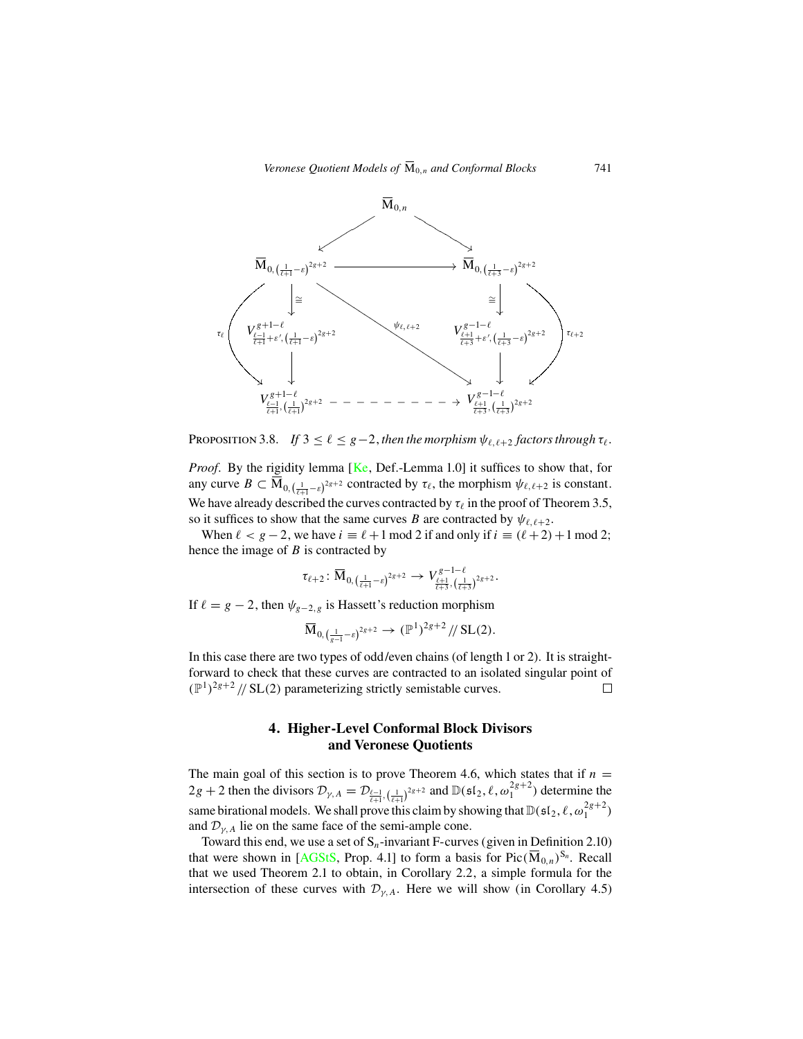$$
\begin{array}{ccccc}
 & & \overline{\mathrm{M}}_{0,n} & & \\
 & \swarrow & & \searrow & \\
\overline{\mathrm{M}}_{0,\left(\frac{1}{\ell+1}-\varepsilon\right)^{2g+2}} & & \longrightarrow & & \overline{\mathrm{M}}_{0,\left(\frac{1}{\ell+3}-\varepsilon\right)^{2g+2}} \\
\downarrow\cong & & & & \downarrow\cong \\
V^{g+1-\ell}_{\frac{\ell-1}{\ell+1}+\varepsilon',\left(\frac{1}{\ell+1}-\varepsilon\right)^{2g+2}} & & \overset{\psi_{\ell,\ell+2}}{\searrow} & & V^{g-1-\ell}_{\frac{\ell+1}{\ell+3}+\varepsilon',\left(\frac{1}{\ell+3}-\varepsilon\right)^{2g+2}} \\
\downarrow & & & & \downarrow \\
V^{g+1-\ell}_{\frac{\ell-1}{\ell+1},\left(\frac{1}{\ell+1}\right)^{2g+2}} & & \dashrightarrow & & V^{g-1-\ell}_{\frac{\ell+1}{\ell+3},\left(\frac{1}{\ell+3}\right)^{2g+2}}
\end{array}
$$

(with curved arrows $\tau_\ell$ from $\overline{\mathrm{M}}_{0,\left(\frac{1}{\ell+1}-\varepsilon\right)^{2g+2}}$ to $V^{g+1-\ell}_{\frac{\ell-1}{\ell+1},\left(\frac{1}{\ell+1}\right)^{2g+2}}$ and $\tau_{\ell+2}$ from $\overline{\mathrm{M}}_{0,\left(\frac{1}{\ell+3}-\varepsilon\right)^{2g+2}}$ to $V^{g-1-\ell}_{\frac{\ell+1}{\ell+3},\left(\frac{1}{\ell+3}\right)^{2g+2}}$)

PROPOSITION 3.8. *If $3 \le \ell \le g-2$, then the morphism $\psi_{\ell,\ell+2}$ factors through $\tau_\ell$.*

*Proof*. By the rigidity lemma [Ke, Def.-Lemma 1.0] it suffices to show that, for any curve $B \subset \overline{\mathrm{M}}_{0,\left(\frac{1}{\ell+1}-\varepsilon\right)^{2g+2}}$ contracted by $\tau_\ell$, the morphism $\psi_{\ell,\ell+2}$ is constant. We have already described the curves contracted by $\tau_\ell$ in the proof of Theorem 3.5, so it suffices to show that the same curves $B$ are contracted by $\psi_{\ell,\ell+2}$.

When $\ell < g-2$, we have $i \equiv \ell+1 \bmod 2$ if and only if $i \equiv (\ell+2)+1 \bmod 2$; hence the image of $B$ is contracted by

$$\tau_{\ell+2} \colon \overline{\mathrm{M}}_{0,\left(\frac{1}{\ell+1}-\varepsilon\right)^{2g+2}} \to V^{g-1-\ell}_{\frac{\ell+1}{\ell+3},\left(\frac{1}{\ell+3}\right)^{2g+2}}.$$

If $\ell = g-2$, then $\psi_{g-2,g}$ is Hassett's reduction morphism

$$\overline{\mathrm{M}}_{0,\left(\frac{1}{g-1}-\varepsilon\right)^{2g+2}} \to (\mathbb{P}^1)^{2g+2} /\!/ \mathrm{SL}(2).$$

In this case there are two types of odd/even chains (of length 1 or 2). It is straightforward to check that these curves are contracted to an isolated singular point of $(\mathbb{P}^1)^{2g+2} /\!/ \mathrm{SL}(2)$ parameterizing strictly semistable curves. $\square$

## 4. Higher-Level Conformal Block Divisors and Veronese Quotients

The main goal of this section is to prove Theorem 4.6, which states that if $n = 2g+2$ then the divisors $\mathcal{D}_{\gamma,A} = \mathcal{D}_{\frac{\ell-1}{\ell+1},\left(\frac{1}{\ell+1}\right)^{2g+2}}$ and $\mathbb{D}(\mathfrak{sl}_2, \ell, \omega_1^{2g+2})$ determine the same birational models. We shall prove this claim by showing that $\mathbb{D}(\mathfrak{sl}_2, \ell, \omega_1^{2g+2})$ and $\mathcal{D}_{\gamma,A}$ lie on the same face of the semi-ample cone.

Toward this end, we use a set of $\mathrm{S}_n$-invariant F-curves (given in Definition 2.10) that were shown in [AGStS, Prop. 4.1] to form a basis for $\mathrm{Pic}(\overline{\mathrm{M}}_{0,n})^{\mathrm{S}_n}$. Recall that we used Theorem 2.1 to obtain, in Corollary 2.2, a simple formula for the intersection of these curves with $\mathcal{D}_{\gamma,A}$. Here we will show (in Corollary 4.5)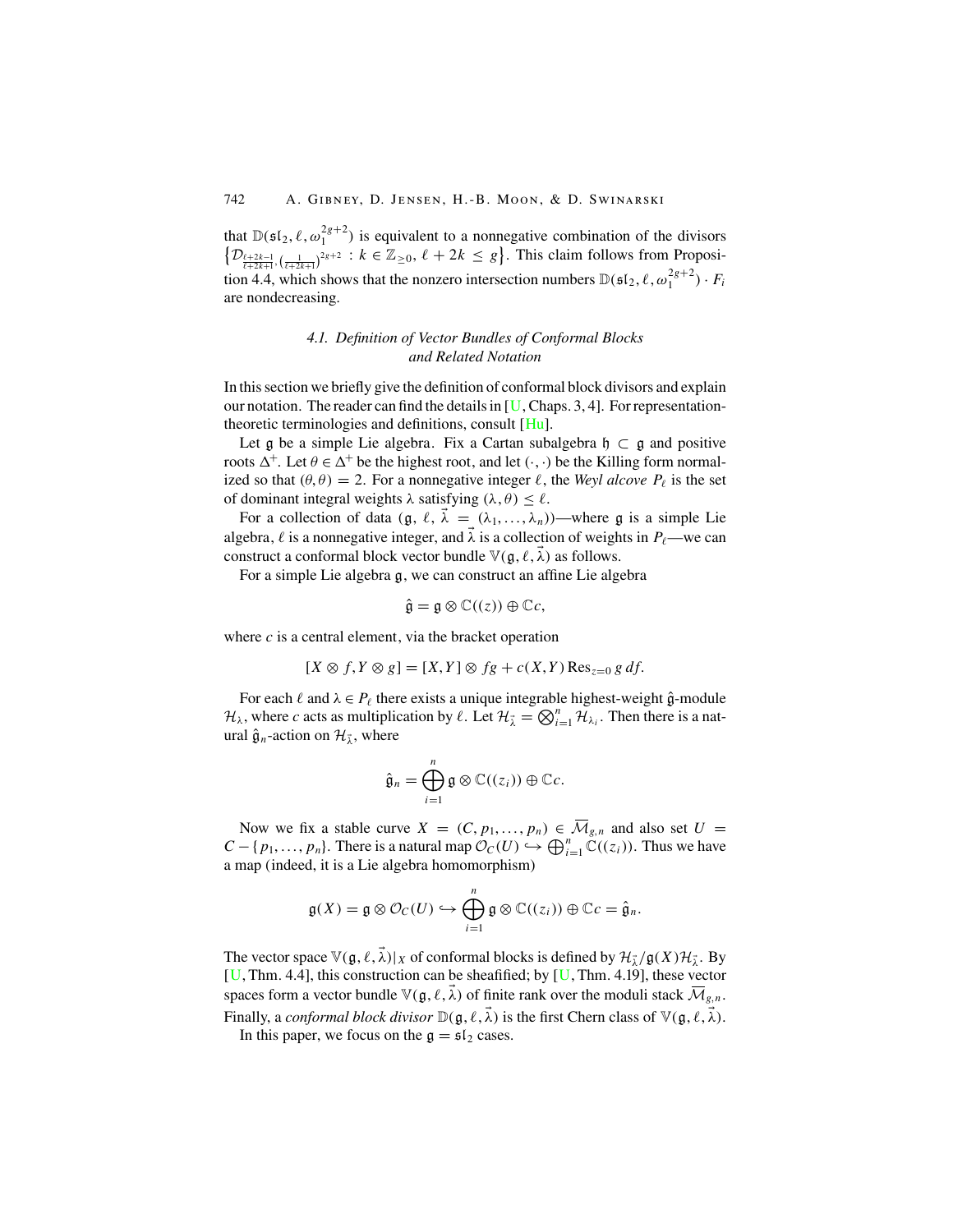that $\mathbb{D}(\mathfrak{sl}_2, \ell, \omega_1^{2g+2})$ is equivalent to a nonnegative combination of the divisors $\{\mathcal{D}_{\frac{\ell+2k-1}{\ell+2k+1}, (\frac{1}{\ell+2k+1})^{2g+2}} : k \in \mathbb{Z}_{\geq 0}, \ell + 2k \leq g\}$. This claim follows from Proposition 4.4, which shows that the nonzero intersection numbers $\mathbb{D}(\mathfrak{sl}_2, \ell, \omega_1^{2g+2}) \cdot F_i$ are nondecreasing.

### 4.1. Definition of Vector Bundles of Conformal Blocks and Related Notation

In this section we briefly give the definition of conformal block divisors and explain our notation. The reader can find the details in [U, Chaps. 3, 4]. For representation-theoretic terminologies and definitions, consult [Hu].

Let $\mathfrak{g}$ be a simple Lie algebra. Fix a Cartan subalgebra $\mathfrak{h} \subset \mathfrak{g}$ and positive roots $\Delta^+$. Let $\theta \in \Delta^+$ be the highest root, and let $(\cdot, \cdot)$ be the Killing form normalized so that $(\theta, \theta) = 2$. For a nonnegative integer $\ell$, the *Weyl alcove* $P_\ell$ is the set of dominant integral weights $\lambda$ satisfying $(\lambda, \theta) \leq \ell$.

For a collection of data $(\mathfrak{g}, \ell, \vec{\lambda} = (\lambda_1, \dots, \lambda_n))$—where $\mathfrak{g}$ is a simple Lie algebra, $\ell$ is a nonnegative integer, and $\vec{\lambda}$ is a collection of weights in $P_\ell$—we can construct a conformal block vector bundle $\mathbb{V}(\mathfrak{g}, \ell, \vec{\lambda})$ as follows.

For a simple Lie algebra $\mathfrak{g}$, we can construct an affine Lie algebra

$$\hat{\mathfrak{g}} = \mathfrak{g} \otimes \mathbb{C}((z)) \oplus \mathbb{C}c,$$

where $c$ is a central element, via the bracket operation

$$[X \otimes f, Y \otimes g] = [X, Y] \otimes fg + c(X, Y) \operatorname{Res}_{z=0} g\, df.$$

For each $\ell$ and $\lambda \in P_\ell$ there exists a unique integrable highest-weight $\hat{\mathfrak{g}}$-module $\mathcal{H}_\lambda$, where $c$ acts as multiplication by $\ell$. Let $\mathcal{H}_{\vec{\lambda}} = \bigotimes_{i=1}^n \mathcal{H}_{\lambda_i}$. Then there is a natural $\hat{\mathfrak{g}}_n$-action on $\mathcal{H}_{\vec{\lambda}}$, where

$$\hat{\mathfrak{g}}_n = \bigoplus_{i=1}^n \mathfrak{g} \otimes \mathbb{C}((z_i)) \oplus \mathbb{C}c.$$

Now we fix a stable curve $X = (C, p_1, \dots, p_n) \in \overline{\mathcal{M}}_{g,n}$ and also set $U = C - \{p_1, \dots, p_n\}$. There is a natural map $\mathcal{O}_C(U) \hookrightarrow \bigoplus_{i=1}^n \mathbb{C}((z_i))$. Thus we have a map (indeed, it is a Lie algebra homomorphism)

$$\mathfrak{g}(X) = \mathfrak{g} \otimes \mathcal{O}_C(U) \hookrightarrow \bigoplus_{i=1}^n \mathfrak{g} \otimes \mathbb{C}((z_i)) \oplus \mathbb{C}c = \hat{\mathfrak{g}}_n.$$

The vector space $\mathbb{V}(\mathfrak{g}, \ell, \vec{\lambda})|_X$ of conformal blocks is defined by $\mathcal{H}_{\vec{\lambda}}/\mathfrak{g}(X)\mathcal{H}_{\vec{\lambda}}$. By [U, Thm. 4.4], this construction can be sheafified; by [U, Thm. 4.19], these vector spaces form a vector bundle $\mathbb{V}(\mathfrak{g}, \ell, \vec{\lambda})$ of finite rank over the moduli stack $\overline{\mathcal{M}}_{g,n}$. Finally, a *conformal block divisor* $\mathbb{D}(\mathfrak{g}, \ell, \vec{\lambda})$ is the first Chern class of $\mathbb{V}(\mathfrak{g}, \ell, \vec{\lambda})$.

In this paper, we focus on the $\mathfrak{g} = \mathfrak{sl}_2$ cases.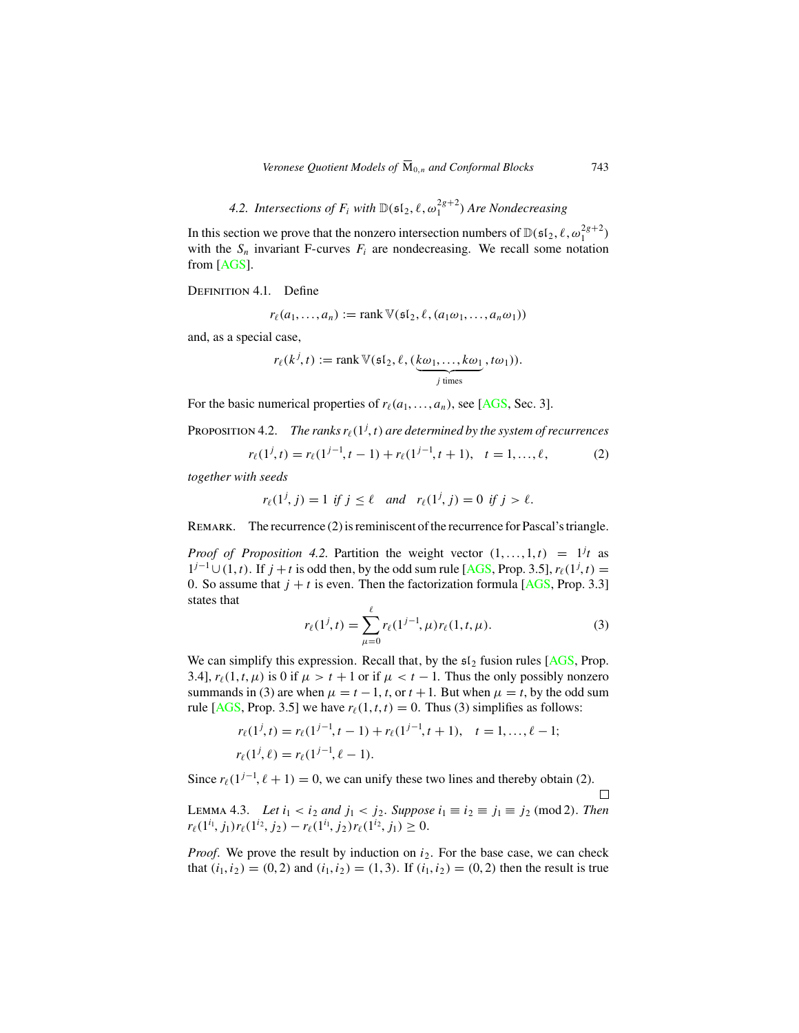### 4.2. Intersections of $F_i$ with $\mathbb{D}(\mathfrak{sl}_2, \ell, \omega_1^{2g+2})$ Are Nondecreasing

In this section we prove that the nonzero intersection numbers of $\mathbb{D}(\mathfrak{sl}_2, \ell, \omega_1^{2g+2})$ with the $S_n$ invariant F-curves $F_i$ are nondecreasing. We recall some notation from [AGS].

Definition 4.1. Define

$$r_\ell(a_1, \ldots, a_n) := \operatorname{rank} \mathbb{V}(\mathfrak{sl}_2, \ell, (a_1\omega_1, \ldots, a_n\omega_1))$$

and, as a special case,

$$r_\ell(k^j, t) := \operatorname{rank} \mathbb{V}(\mathfrak{sl}_2, \ell, (\underbrace{k\omega_1, \ldots, k\omega_1}_{j \text{ times}}, t\omega_1)).$$

For the basic numerical properties of $r_\ell(a_1, \ldots, a_n)$, see [AGS, Sec. 3].

Proposition 4.2. *The ranks $r_\ell(1^j, t)$ are determined by the system of recurrences*

$$r_\ell(1^j, t) = r_\ell(1^{j-1}, t-1) + r_\ell(1^{j-1}, t+1), \quad t = 1, \ldots, \ell, \tag{2}$$

*together with seeds*

$$r_\ell(1^j, j) = 1 \text{ if } j \le \ell \quad \text{and} \quad r_\ell(1^j, j) = 0 \text{ if } j > \ell.$$

Remark. The recurrence (2) is reminiscent of the recurrence for Pascal's triangle.

*Proof of Proposition 4.2.* Partition the weight vector $(1, \ldots, 1, t) = 1^j t$ as $1^{j-1} \cup (1, t)$. If $j + t$ is odd then, by the odd sum rule [AGS, Prop. 3.5], $r_\ell(1^j, t) = 0$. So assume that $j + t$ is even. Then the factorization formula [AGS, Prop. 3.3] states that

$$r_\ell(1^j, t) = \sum_{\mu=0}^{\ell} r_\ell(1^{j-1}, \mu) r_\ell(1, t, \mu). \tag{3}$$

We can simplify this expression. Recall that, by the $\mathfrak{sl}_2$ fusion rules [AGS, Prop. 3.4], $r_\ell(1, t, \mu)$ is 0 if $\mu > t + 1$ or if $\mu < t - 1$. Thus the only possibly nonzero summands in (3) are when $\mu = t - 1, t$, or $t + 1$. But when $\mu = t$, by the odd sum rule [AGS, Prop. 3.5] we have $r_\ell(1, t, t) = 0$. Thus (3) simplifies as follows:

$$r_\ell(1^j, t) = r_\ell(1^{j-1}, t-1) + r_\ell(1^{j-1}, t+1), \quad t = 1, \ldots, \ell - 1;$$
$$r_\ell(1^j, \ell) = r_\ell(1^{j-1}, \ell - 1).$$

Since $r_\ell(1^{j-1}, \ell + 1) = 0$, we can unify these two lines and thereby obtain (2). □

Lemma 4.3. *Let $i_1 < i_2$ and $j_1 < j_2$. Suppose $i_1 \equiv i_2 \equiv j_1 \equiv j_2 \pmod 2$. Then $r_\ell(1^{i_1}, j_1) r_\ell(1^{i_2}, j_2) - r_\ell(1^{i_1}, j_2) r_\ell(1^{i_2}, j_1) \ge 0$.*

*Proof.* We prove the result by induction on $i_2$. For the base case, we can check that $(i_1, i_2) = (0, 2)$ and $(i_1, i_2) = (1, 3)$. If $(i_1, i_2) = (0, 2)$ then the result is true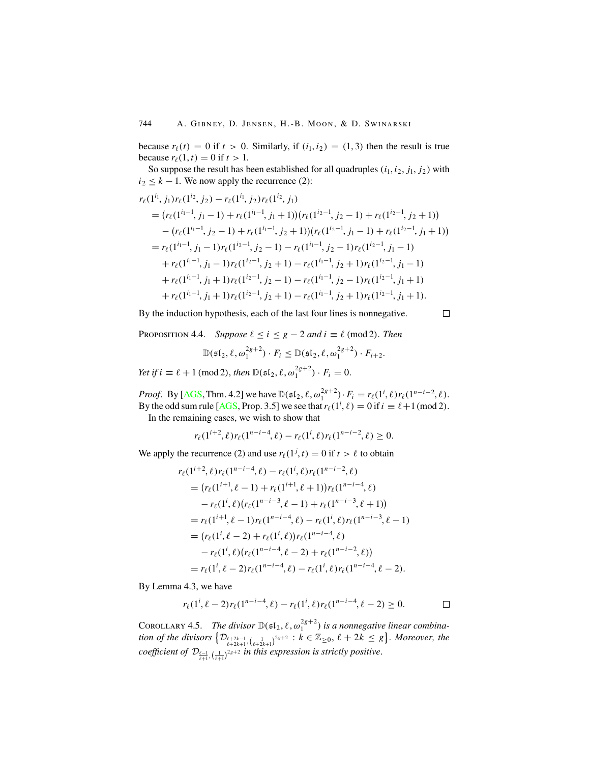because $r_\ell(t) = 0$ if $t > 0$. Similarly, if $(i_1, i_2) = (1, 3)$ then the result is true because $r_\ell(1, t) = 0$ if $t > 1$.

So suppose the result has been established for all quadruples $(i_1, i_2, j_1, j_2)$ with $i_2 \le k - 1$. We now apply the recurrence (2):

$$
\begin{aligned}
&r_\ell(1^{i_1}, j_1) r_\ell(1^{i_2}, j_2) - r_\ell(1^{i_1}, j_2) r_\ell(1^{i_2}, j_1) \\
&= \big(r_\ell(1^{i_1-1}, j_1 - 1) + r_\ell(1^{i_1-1}, j_1 + 1)\big)\big(r_\ell(1^{i_2-1}, j_2 - 1) + r_\ell(1^{i_2-1}, j_2 + 1)\big) \\
&\quad - \big(r_\ell(1^{i_1-1}, j_2 - 1) + r_\ell(1^{i_1-1}, j_2 + 1)\big)\big(r_\ell(1^{i_2-1}, j_1 - 1) + r_\ell(1^{i_2-1}, j_1 + 1)\big) \\
&= r_\ell(1^{i_1-1}, j_1 - 1) r_\ell(1^{i_2-1}, j_2 - 1) - r_\ell(1^{i_1-1}, j_2 - 1) r_\ell(1^{i_2-1}, j_1 - 1) \\
&\quad + r_\ell(1^{i_1-1}, j_1 - 1) r_\ell(1^{i_2-1}, j_2 + 1) - r_\ell(1^{i_1-1}, j_2 + 1) r_\ell(1^{i_2-1}, j_1 - 1) \\
&\quad + r_\ell(1^{i_1-1}, j_1 + 1) r_\ell(1^{i_2-1}, j_2 - 1) - r_\ell(1^{i_1-1}, j_2 - 1) r_\ell(1^{i_2-1}, j_1 + 1) \\
&\quad + r_\ell(1^{i_1-1}, j_1 + 1) r_\ell(1^{i_2-1}, j_2 + 1) - r_\ell(1^{i_1-1}, j_2 + 1) r_\ell(1^{i_2-1}, j_1 + 1).
\end{aligned}
$$

By the induction hypothesis, each of the last four lines is nonnegative. □

**Proposition 4.4.** *Suppose $\ell \le i \le g - 2$ and $i \equiv \ell \pmod 2$. Then*

$$
\mathbb{D}(\mathfrak{sl}_2, \ell, \omega_1^{2g+2}) \cdot F_i \le \mathbb{D}(\mathfrak{sl}_2, \ell, \omega_1^{2g+2}) \cdot F_{i+2}.
$$

*Yet if $i \equiv \ell + 1 \pmod 2$, then $\mathbb{D}(\mathfrak{sl}_2, \ell, \omega_1^{2g+2}) \cdot F_i = 0$.*

*Proof.* By [AGS, Thm. 4.2] we have $\mathbb{D}(\mathfrak{sl}_2, \ell, \omega_1^{2g+2}) \cdot F_i = r_\ell(1^i, \ell) r_\ell(1^{n-i-2}, \ell)$. By the odd sum rule [AGS, Prop. 3.5] we see that $r_\ell(1^i, \ell) = 0$ if $i \equiv \ell + 1 \pmod 2$.

In the remaining cases, we wish to show that

$$
r_\ell(1^{i+2}, \ell) r_\ell(1^{n-i-4}, \ell) - r_\ell(1^i, \ell) r_\ell(1^{n-i-2}, \ell) \ge 0.
$$

We apply the recurrence (2) and use $r_\ell(1^j, t) = 0$ if $t > \ell$ to obtain

$$
\begin{aligned}
&r_\ell(1^{i+2}, \ell) r_\ell(1^{n-i-4}, \ell) - r_\ell(1^i, \ell) r_\ell(1^{n-i-2}, \ell) \\
&= \big(r_\ell(1^{i+1}, \ell - 1) + r_\ell(1^{i+1}, \ell + 1)\big) r_\ell(1^{n-i-4}, \ell) \\
&\quad - r_\ell(1^i, \ell)\big(r_\ell(1^{n-i-3}, \ell - 1) + r_\ell(1^{n-i-3}, \ell + 1)\big) \\
&= r_\ell(1^{i+1}, \ell - 1) r_\ell(1^{n-i-4}, \ell) - r_\ell(1^i, \ell) r_\ell(1^{n-i-3}, \ell - 1) \\
&= \big(r_\ell(1^i, \ell - 2) + r_\ell(1^i, \ell)\big) r_\ell(1^{n-i-4}, \ell) \\
&\quad - r_\ell(1^i, \ell)\big(r_\ell(1^{n-i-4}, \ell - 2) + r_\ell(1^{n-i-2}, \ell)\big) \\
&= r_\ell(1^i, \ell - 2) r_\ell(1^{n-i-4}, \ell) - r_\ell(1^i, \ell) r_\ell(1^{n-i-4}, \ell - 2).
\end{aligned}
$$

By Lemma 4.3, we have

$$
r_\ell(1^i, \ell - 2) r_\ell(1^{n-i-4}, \ell) - r_\ell(1^i, \ell) r_\ell(1^{n-i-4}, \ell - 2) \ge 0. \qquad \square
$$

**Corollary 4.5.** *The divisor $\mathbb{D}(\mathfrak{sl}_2, \ell, \omega_1^{2g+2})$ is a nonnegative linear combination of the divisors $\{\mathcal{D}_{\frac{\ell+2k-1}{\ell+2k+1}, (\frac{1}{\ell+2k+1})^{2g+2}} : k \in \mathbb{Z}_{\ge 0},\ \ell + 2k \le g\}$. Moreover, the coefficient of $\mathcal{D}_{\frac{\ell-1}{\ell+1}, (\frac{1}{\ell+1})^{2g+2}}$ in this expression is strictly positive.*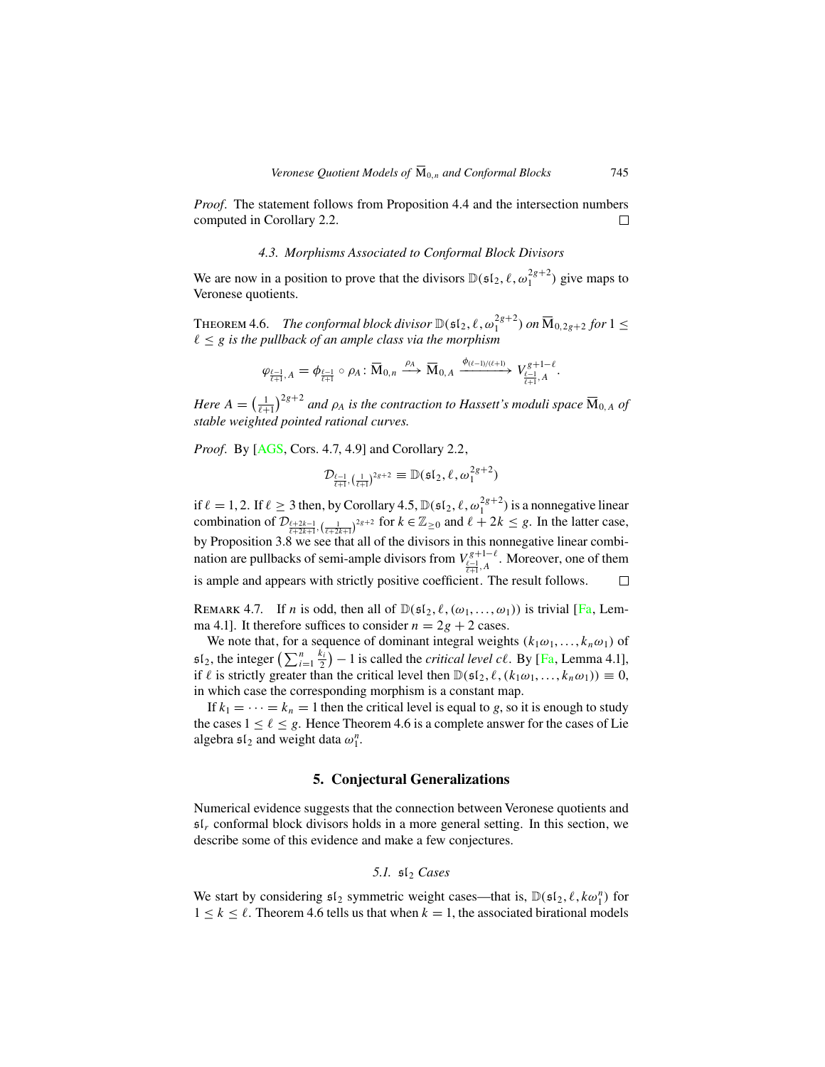*Proof*. The statement follows from Proposition 4.4 and the intersection numbers computed in Corollary 2.2. □

### 4.3. Morphisms Associated to Conformal Block Divisors

We are now in a position to prove that the divisors $\mathbb{D}(\mathfrak{sl}_2, \ell, \omega_1^{2g+2})$ give maps to Veronese quotients.

THEOREM 4.6. *The conformal block divisor $\mathbb{D}(\mathfrak{sl}_2, \ell, \omega_1^{2g+2})$ on $\overline{\mathrm{M}}_{0,2g+2}$ for $1 \leq \ell \leq g$ is the pullback of an ample class via the morphism*

$$\varphi_{\frac{\ell-1}{\ell+1},A} = \phi_{\frac{\ell-1}{\ell+1}} \circ \rho_A \colon \overline{\mathrm{M}}_{0,n} \xrightarrow{\rho_A} \overline{\mathrm{M}}_{0,A} \xrightarrow{\phi_{(\ell-1)/(\ell+1)}} V^{g+1-\ell}_{\frac{\ell-1}{\ell+1},A}.$$

*Here $A = \left(\frac{1}{\ell+1}\right)^{2g+2}$ and $\rho_A$ is the contraction to Hassett's moduli space $\overline{\mathrm{M}}_{0,A}$ of stable weighted pointed rational curves.*

*Proof*. By [AGS, Cors. 4.7, 4.9] and Corollary 2.2,

$$\mathcal{D}_{\frac{\ell-1}{\ell+1},\left(\frac{1}{\ell+1}\right)^{2g+2}} \equiv \mathbb{D}(\mathfrak{sl}_2, \ell, \omega_1^{2g+2})$$

if $\ell = 1, 2$. If $\ell \geq 3$ then, by Corollary 4.5, $\mathbb{D}(\mathfrak{sl}_2, \ell, \omega_1^{2g+2})$ is a nonnegative linear combination of $\mathcal{D}_{\frac{\ell+2k-1}{\ell+2k+1},\left(\frac{1}{\ell+2k+1}\right)^{2g+2}}$ for $k \in \mathbb{Z}_{\geq 0}$ and $\ell + 2k \leq g$. In the latter case, by Proposition 3.8 we see that all of the divisors in this nonnegative linear combination are pullbacks of semi-ample divisors from $V^{g+1-\ell}_{\frac{\ell-1}{\ell+1},A}$. Moreover, one of them is ample and appears with strictly positive coefficient. The result follows. □

REMARK 4.7. If $n$ is odd, then all of $\mathbb{D}(\mathfrak{sl}_2, \ell, (\omega_1, \dots, \omega_1))$ is trivial [Fa, Lemma 4.1]. It therefore suffices to consider $n = 2g + 2$ cases.

We note that, for a sequence of dominant integral weights $(k_1\omega_1, \dots, k_n\omega_1)$ of $\mathfrak{sl}_2$, the integer $\left(\sum_{i=1}^{n} \frac{k_i}{2}\right) - 1$ is called the *critical level* $c\ell$. By [Fa, Lemma 4.1], if $\ell$ is strictly greater than the critical level then $\mathbb{D}(\mathfrak{sl}_2, \ell, (k_1\omega_1, \dots, k_n\omega_1)) \equiv 0$, in which case the corresponding morphism is a constant map.

If $k_1 = \cdots = k_n = 1$ then the critical level is equal to $g$, so it is enough to study the cases $1 \leq \ell \leq g$. Hence Theorem 4.6 is a complete answer for the cases of Lie algebra $\mathfrak{sl}_2$ and weight data $\omega_1^n$.

## 5. Conjectural Generalizations

Numerical evidence suggests that the connection between Veronese quotients and $\mathfrak{sl}_r$ conformal block divisors holds in a more general setting. In this section, we describe some of this evidence and make a few conjectures.

### 5.1. $\mathfrak{sl}_2$ Cases

We start by considering $\mathfrak{sl}_2$ symmetric weight cases—that is, $\mathbb{D}(\mathfrak{sl}_2, \ell, k\omega_1^n)$ for $1 \leq k \leq \ell$. Theorem 4.6 tells us that when $k = 1$, the associated birational models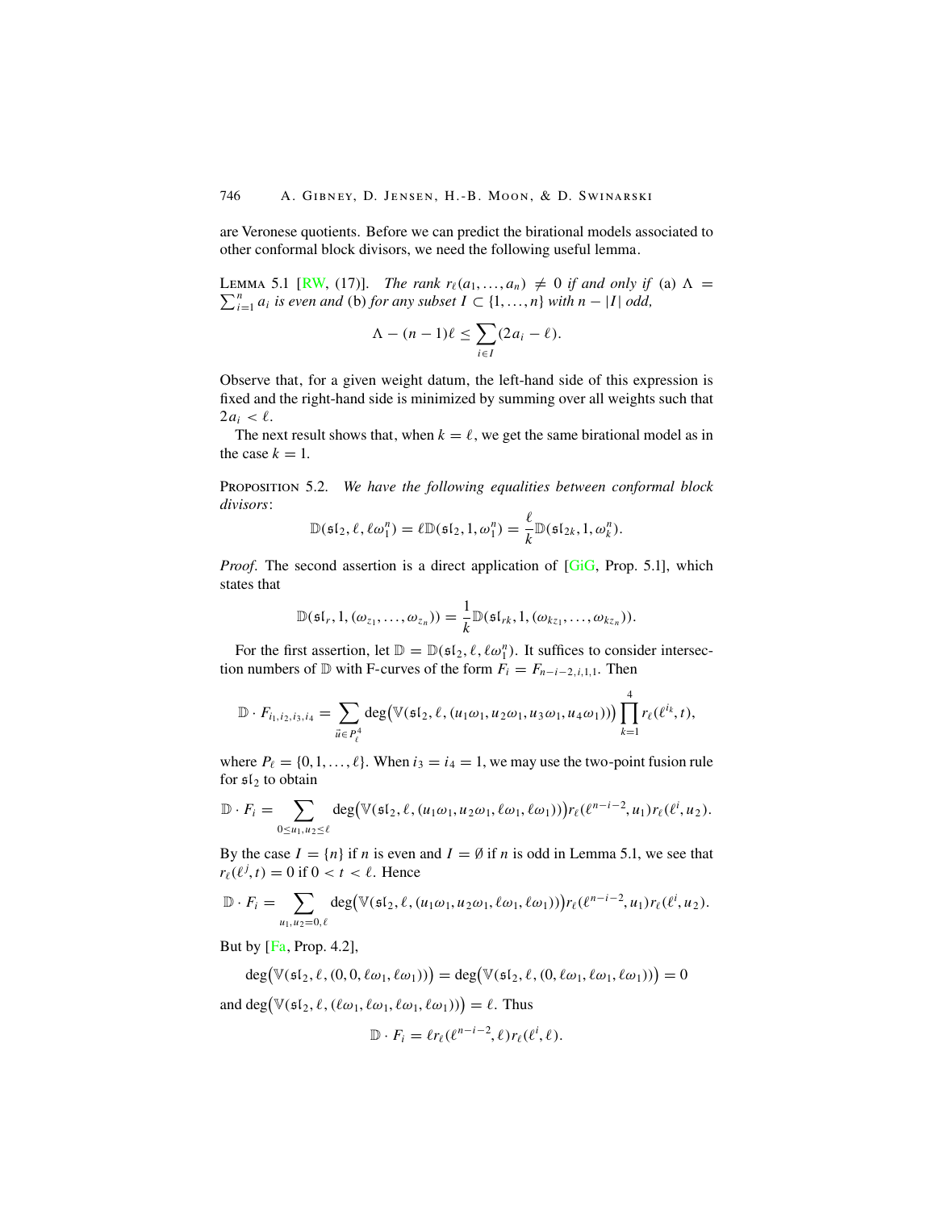are Veronese quotients. Before we can predict the birational models associated to other conformal block divisors, we need the following useful lemma.

Lemma 5.1 [RW, (17)]. *The rank $r_\ell(a_1, \ldots, a_n) \neq 0$ if and only if* (a) $\Lambda = \sum_{i=1}^n a_i$ *is even and* (b) *for any subset $I \subset \{1, \ldots, n\}$ with $n - |I|$ odd,*

$$\Lambda - (n-1)\ell \leq \sum_{i \in I} (2a_i - \ell).$$

Observe that, for a given weight datum, the left-hand side of this expression is fixed and the right-hand side is minimized by summing over all weights such that $2a_i < \ell$.

The next result shows that, when $k = \ell$, we get the same birational model as in the case $k = 1$.

Proposition 5.2. *We have the following equalities between conformal block divisors*:

$$\mathbb{D}(\mathfrak{sl}_2, \ell, \ell\omega_1^n) = \ell\mathbb{D}(\mathfrak{sl}_2, 1, \omega_1^n) = \frac{\ell}{k}\mathbb{D}(\mathfrak{sl}_{2k}, 1, \omega_k^n).$$

*Proof*. The second assertion is a direct application of [GiG, Prop. 5.1], which states that

$$\mathbb{D}(\mathfrak{sl}_r, 1, (\omega_{z_1}, \ldots, \omega_{z_n})) = \frac{1}{k}\mathbb{D}(\mathfrak{sl}_{rk}, 1, (\omega_{kz_1}, \ldots, \omega_{kz_n})).$$

For the first assertion, let $\mathbb{D} = \mathbb{D}(\mathfrak{sl}_2, \ell, \ell\omega_1^n)$. It suffices to consider intersection numbers of $\mathbb{D}$ with F-curves of the form $F_i = F_{n-i-2,i,1,1}$. Then

$$\mathbb{D} \cdot F_{i_1,i_2,i_3,i_4} = \sum_{\vec{u} \in P_\ell^4} \deg\bigl(\mathbb{V}(\mathfrak{sl}_2, \ell, (u_1\omega_1, u_2\omega_1, u_3\omega_1, u_4\omega_1))\bigr) \prod_{k=1}^{4} r_\ell(\ell^{i_k}, t),$$

where $P_\ell = \{0, 1, \ldots, \ell\}$. When $i_3 = i_4 = 1$, we may use the two-point fusion rule for $\mathfrak{sl}_2$ to obtain

$$\mathbb{D} \cdot F_i = \sum_{0 \leq u_1, u_2 \leq \ell} \deg\bigl(\mathbb{V}(\mathfrak{sl}_2, \ell, (u_1\omega_1, u_2\omega_1, \ell\omega_1, \ell\omega_1))\bigr) r_\ell(\ell^{n-i-2}, u_1) r_\ell(\ell^i, u_2).$$

By the case $I = \{n\}$ if $n$ is even and $I = \emptyset$ if $n$ is odd in Lemma 5.1, we see that $r_\ell(\ell^j, t) = 0$ if $0 < t < \ell$. Hence

$$\mathbb{D} \cdot F_i = \sum_{u_1, u_2 = 0, \ell} \deg\bigl(\mathbb{V}(\mathfrak{sl}_2, \ell, (u_1\omega_1, u_2\omega_1, \ell\omega_1, \ell\omega_1))\bigr) r_\ell(\ell^{n-i-2}, u_1) r_\ell(\ell^i, u_2).$$

But by [Fa, Prop. 4.2],

$$\deg\bigl(\mathbb{V}(\mathfrak{sl}_2, \ell, (0, 0, \ell\omega_1, \ell\omega_1))\bigr) = \deg\bigl(\mathbb{V}(\mathfrak{sl}_2, \ell, (0, \ell\omega_1, \ell\omega_1, \ell\omega_1))\bigr) = 0$$

and $\deg\bigl(\mathbb{V}(\mathfrak{sl}_2, \ell, (\ell\omega_1, \ell\omega_1, \ell\omega_1, \ell\omega_1))\bigr) = \ell$. Thus

$$\mathbb{D} \cdot F_i = \ell r_\ell(\ell^{n-i-2}, \ell) r_\ell(\ell^i, \ell).$$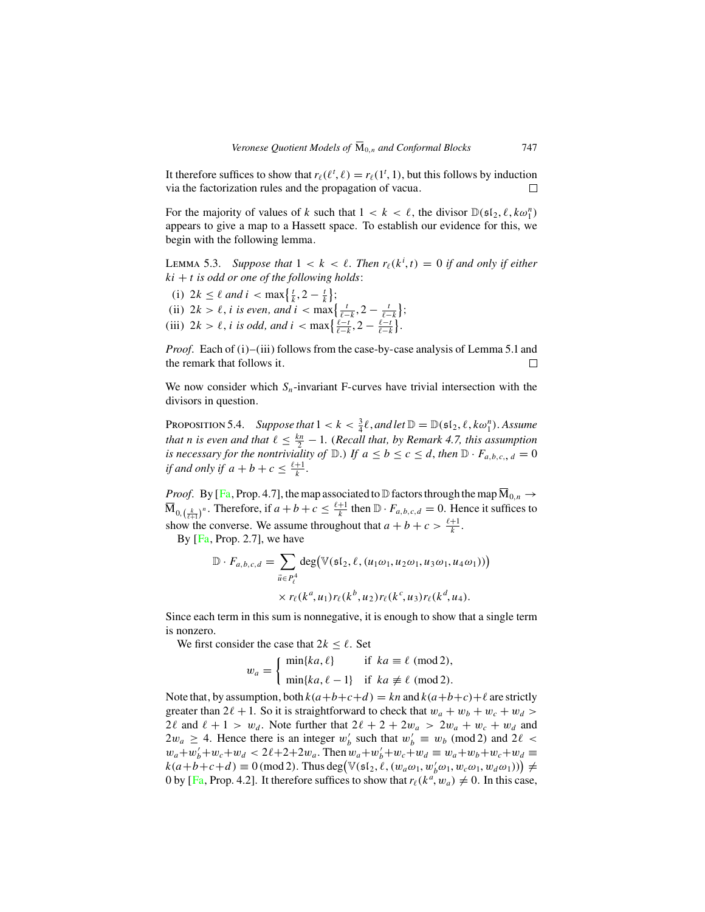It therefore suffices to show that $r_\ell(\ell^t, \ell) = r_\ell(1^t, 1)$, but this follows by induction via the factorization rules and the propagation of vacua. □

For the majority of values of $k$ such that $1 < k < \ell$, the divisor $\mathbb{D}(\mathfrak{sl}_2, \ell, k\omega_1^n)$ appears to give a map to a Hassett space. To establish our evidence for this, we begin with the following lemma.

**Lemma 5.3.** *Suppose that $1 < k < \ell$. Then $r_\ell(k^i, t) = 0$ if and only if either $ki + t$ is odd or one of the following holds*:

(i) $2k \le \ell$ *and* $i < \max\left\{\frac{t}{k}, 2 - \frac{t}{k}\right\}$;

(ii) $2k > \ell$, *$i$ is even, and* $i < \max\left\{\frac{t}{\ell-k}, 2 - \frac{t}{\ell-k}\right\}$;

(iii) $2k > \ell$, *$i$ is odd, and* $i < \max\left\{\frac{\ell-t}{\ell-k}, 2 - \frac{\ell-t}{\ell-k}\right\}$.

*Proof.* Each of (i)–(iii) follows from the case-by-case analysis of Lemma 5.1 and the remark that follows it. □

We now consider which $S_n$-invariant F-curves have trivial intersection with the divisors in question.

**Proposition 5.4.** *Suppose that $1 < k < \frac{3}{4}\ell$, and let $\mathbb{D} = \mathbb{D}(\mathfrak{sl}_2, \ell, k\omega_1^n)$. Assume that $n$ is even and that $\ell \le \frac{kn}{2} - 1$. (Recall that, by Remark 4.7, this assumption is necessary for the nontriviality of $\mathbb{D}$.) If $a \le b \le c \le d$, then $\mathbb{D} \cdot F_{a,b,c,,d} = 0$ if and only if $a + b + c \le \frac{\ell+1}{k}$.*

*Proof.* By [Fa, Prop. 4.7], the map associated to $\mathbb{D}$ factors through the map $\overline{\mathrm{M}}_{0,n} \to \overline{\mathrm{M}}_{0,\left(\frac{k}{\ell+1}\right)^n}$. Therefore, if $a + b + c \le \frac{\ell+1}{k}$ then $\mathbb{D} \cdot F_{a,b,c,d} = 0$. Hence it suffices to show the converse. We assume throughout that $a + b + c > \frac{\ell+1}{k}$.

By [Fa, Prop. 2.7], we have

$$\mathbb{D} \cdot F_{a,b,c,d} = \sum_{\vec{u} \in P_\ell^4} \deg\bigl(\mathbb{V}(\mathfrak{sl}_2, \ell, (u_1\omega_1, u_2\omega_1, u_3\omega_1, u_4\omega_1))\bigr) \\ \times r_\ell(k^a, u_1) r_\ell(k^b, u_2) r_\ell(k^c, u_3) r_\ell(k^d, u_4).$$

Since each term in this sum is nonnegative, it is enough to show that a single term is nonzero.

We first consider the case that $2k \le \ell$. Set

$$w_a = \begin{cases} \min\{ka, \ell\} & \text{if } ka \equiv \ell \pmod 2, \\ \min\{ka, \ell - 1\} & \text{if } ka \not\equiv \ell \pmod 2. \end{cases}$$

Note that, by assumption, both $k(a+b+c+d) = kn$ and $k(a+b+c)+\ell$ are strictly greater than $2\ell + 1$. So it is straightforward to check that $w_a + w_b + w_c + w_d > 2\ell$ and $\ell + 1 > w_d$. Note further that $2\ell + 2 + 2w_a > 2w_a + w_c + w_d$ and $2w_a \ge 4$. Hence there is an integer $w_b'$ such that $w_b' \equiv w_b \pmod 2$ and $2\ell < w_a + w_b' + w_c + w_d < 2\ell + 2 + 2w_a$. Then $w_a + w_b' + w_c + w_d \equiv w_a + w_b + w_c + w_d \equiv k(a+b+c+d) \equiv 0 \pmod 2$. Thus $\deg\bigl(\mathbb{V}(\mathfrak{sl}_2, \ell, (w_a\omega_1, w_b'\omega_1, w_c\omega_1, w_d\omega_1))\bigr) \ne 0$ by [Fa, Prop. 4.2]. It therefore suffices to show that $r_\ell(k^a, w_a) \ne 0$. In this case,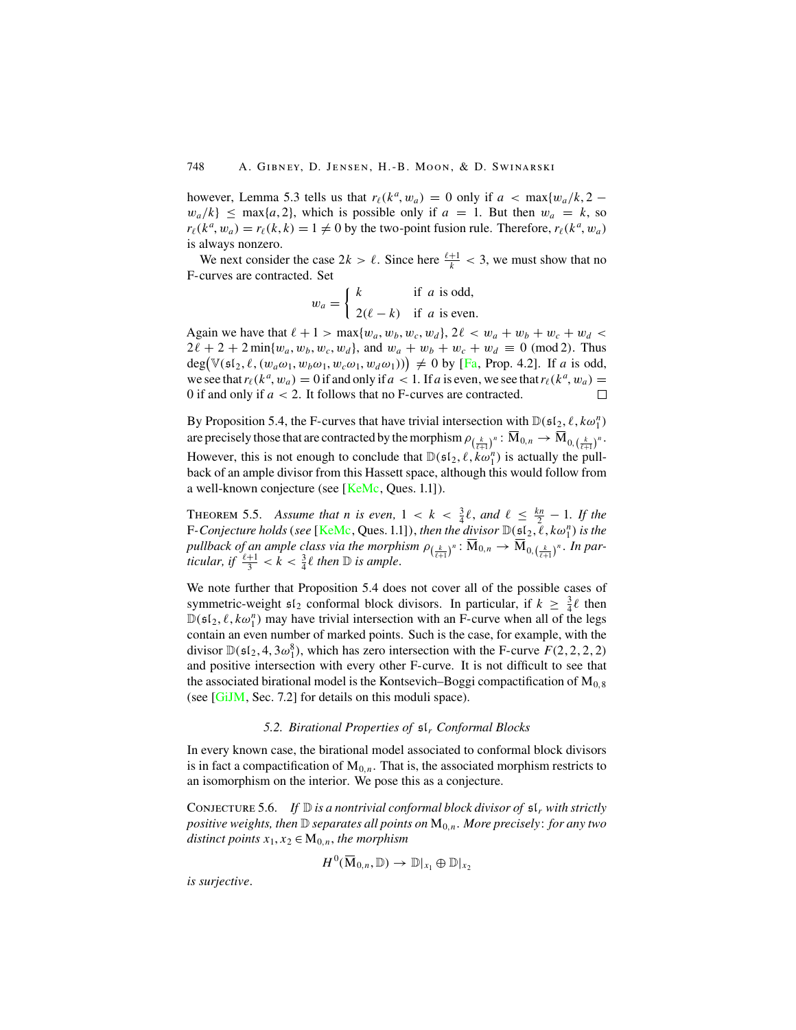however, Lemma 5.3 tells us that $r_\ell(k^a, w_a) = 0$ only if $a < \max\{w_a/k, 2 - w_a/k\} \le \max\{a, 2\}$, which is possible only if $a = 1$. But then $w_a = k$, so $r_\ell(k^a, w_a) = r_\ell(k, k) = 1 \neq 0$ by the two-point fusion rule. Therefore, $r_\ell(k^a, w_a)$ is always nonzero.

We next consider the case $2k > \ell$. Since here $\frac{\ell+1}{k} < 3$, we must show that no F-curves are contracted. Set

$$w_a = \begin{cases} k & \text{if } a \text{ is odd,} \\ 2(\ell - k) & \text{if } a \text{ is even.} \end{cases}$$

Again we have that $\ell + 1 > \max\{w_a, w_b, w_c, w_d\}$, $2\ell < w_a + w_b + w_c + w_d < 2\ell + 2 + 2\min\{w_a, w_b, w_c, w_d\}$, and $w_a + w_b + w_c + w_d \equiv 0 \pmod 2$. Thus $\deg\big(\mathbb{V}(\mathfrak{sl}_2, \ell, (w_a\omega_1, w_b\omega_1, w_c\omega_1, w_d\omega_1))\big) \neq 0$ by [Fa, Prop. 4.2]. If $a$ is odd, we see that $r_\ell(k^a, w_a) = 0$ if and only if $a < 1$. If $a$ is even, we see that $r_\ell(k^a, w_a) = 0$ if and only if $a < 2$. It follows that no F-curves are contracted. $\square$

By Proposition 5.4, the F-curves that have trivial intersection with $\mathbb{D}(\mathfrak{sl}_2, \ell, k\omega_1^n)$ are precisely those that are contracted by the morphism $\rho_{(\frac{k}{\ell+1})^n}\colon \overline{\mathrm{M}}_{0,n} \to \overline{\mathrm{M}}_{0,(\frac{k}{\ell+1})^n}$. However, this is not enough to conclude that $\mathbb{D}(\mathfrak{sl}_2, \ell, k\omega_1^n)$ is actually the pullback of an ample divisor from this Hassett space, although this would follow from a well-known conjecture (see [KeMc, Ques. 1.1]).

**Theorem 5.5.** *Assume that $n$ is even, $1 < k < \frac{3}{4}\ell$, and $\ell \le \frac{kn}{2} - 1$. If the F-Conjecture holds (see [KeMc, Ques. 1.1]), then the divisor $\mathbb{D}(\mathfrak{sl}_2, \ell, k\omega_1^n)$ is the pullback of an ample class via the morphism $\rho_{(\frac{k}{\ell+1})^n}\colon \overline{\mathrm{M}}_{0,n} \to \overline{\mathrm{M}}_{0,(\frac{k}{\ell+1})^n}$. In particular, if $\frac{\ell+1}{3} < k < \frac{3}{4}\ell$ then $\mathbb{D}$ is ample.*

We note further that Proposition 5.4 does not cover all of the possible cases of symmetric-weight $\mathfrak{sl}_2$ conformal block divisors. In particular, if $k \ge \frac{3}{4}\ell$ then $\mathbb{D}(\mathfrak{sl}_2, \ell, k\omega_1^n)$ may have trivial intersection with an F-curve when all of the legs contain an even number of marked points. Such is the case, for example, with the divisor $\mathbb{D}(\mathfrak{sl}_2, 4, 3\omega_1^8)$, which has zero intersection with the F-curve $F(2, 2, 2, 2)$ and positive intersection with every other F-curve. It is not difficult to see that the associated birational model is the Kontsevich–Boggi compactification of $\mathrm{M}_{0,8}$ (see [GiJM, Sec. 7.2] for details on this moduli space).

### 5.2. Birational Properties of $\mathfrak{sl}_r$ Conformal Blocks

In every known case, the birational model associated to conformal block divisors is in fact a compactification of $\mathrm{M}_{0,n}$. That is, the associated morphism restricts to an isomorphism on the interior. We pose this as a conjecture.

**Conjecture 5.6.** *If $\mathbb{D}$ is a nontrivial conformal block divisor of $\mathfrak{sl}_r$ with strictly positive weights, then $\mathbb{D}$ separates all points on $\mathrm{M}_{0,n}$. More precisely: for any two distinct points $x_1, x_2 \in \mathrm{M}_{0,n}$, the morphism*

$$H^0(\overline{\mathrm{M}}_{0,n}, \mathbb{D}) \to \mathbb{D}|_{x_1} \oplus \mathbb{D}|_{x_2}$$

*is surjective.*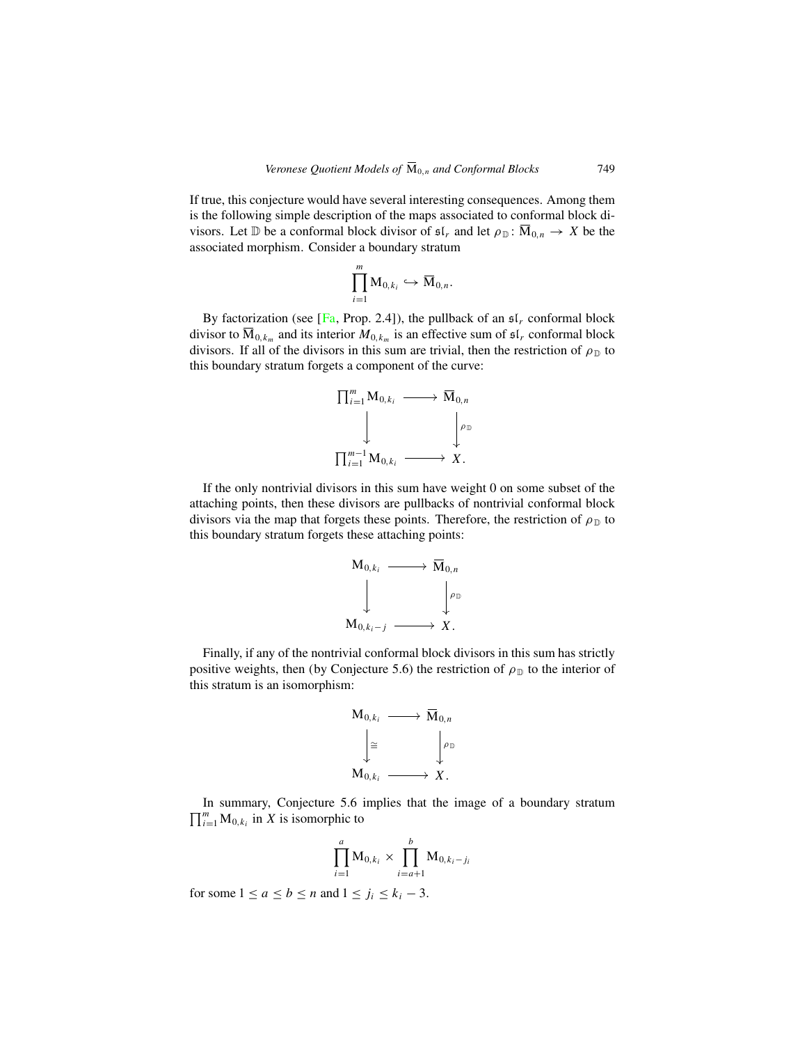If true, this conjecture would have several interesting consequences. Among them is the following simple description of the maps associated to conformal block divisors. Let $\mathbb{D}$ be a conformal block divisor of $\mathfrak{sl}_r$ and let $\rho_{\mathbb{D}}\colon \overline{\mathrm{M}}_{0,n} \to X$ be the associated morphism. Consider a boundary stratum

$$\prod_{i=1}^{m} \mathrm{M}_{0,k_i} \hookrightarrow \overline{\mathrm{M}}_{0,n}.$$

By factorization (see [Fa, Prop. 2.4]), the pullback of an $\mathfrak{sl}_r$ conformal block divisor to $\overline{\mathrm{M}}_{0,k_m}$ and its interior $M_{0,k_m}$ is an effective sum of $\mathfrak{sl}_r$ conformal block divisors. If all of the divisors in this sum are trivial, then the restriction of $\rho_{\mathbb{D}}$ to this boundary stratum forgets a component of the curve:

$$\begin{array}{ccc}
\prod_{i=1}^{m} \mathrm{M}_{0,k_i} & \longrightarrow & \overline{\mathrm{M}}_{0,n} \\
\big\downarrow & & \big\downarrow \rho_{\mathbb{D}} \\
\prod_{i=1}^{m-1} \mathrm{M}_{0,k_i} & \longrightarrow & X.
\end{array}$$

If the only nontrivial divisors in this sum have weight 0 on some subset of the attaching points, then these divisors are pullbacks of nontrivial conformal block divisors via the map that forgets these points. Therefore, the restriction of $\rho_{\mathbb{D}}$ to this boundary stratum forgets these attaching points:

$$\begin{array}{ccc}
\mathrm{M}_{0,k_i} & \longrightarrow & \overline{\mathrm{M}}_{0,n} \\
\big\downarrow & & \big\downarrow \rho_{\mathbb{D}} \\
\mathrm{M}_{0,k_i-j} & \longrightarrow & X.
\end{array}$$

Finally, if any of the nontrivial conformal block divisors in this sum has strictly positive weights, then (by Conjecture 5.6) the restriction of $\rho_{\mathbb{D}}$ to the interior of this stratum is an isomorphism:

$$\begin{array}{ccc}
\mathrm{M}_{0,k_i} & \longrightarrow & \overline{\mathrm{M}}_{0,n} \\
\big\downarrow \cong & & \big\downarrow \rho_{\mathbb{D}} \\
\mathrm{M}_{0,k_i} & \longrightarrow & X.
\end{array}$$

In summary, Conjecture 5.6 implies that the image of a boundary stratum $\prod_{i=1}^{m} \mathrm{M}_{0,k_i}$ in $X$ is isomorphic to

$$\prod_{i=1}^{a} \mathrm{M}_{0,k_i} \times \prod_{i=a+1}^{b} \mathrm{M}_{0,k_i-j_i}$$

for some $1 \le a \le b \le n$ and $1 \le j_i \le k_i - 3$.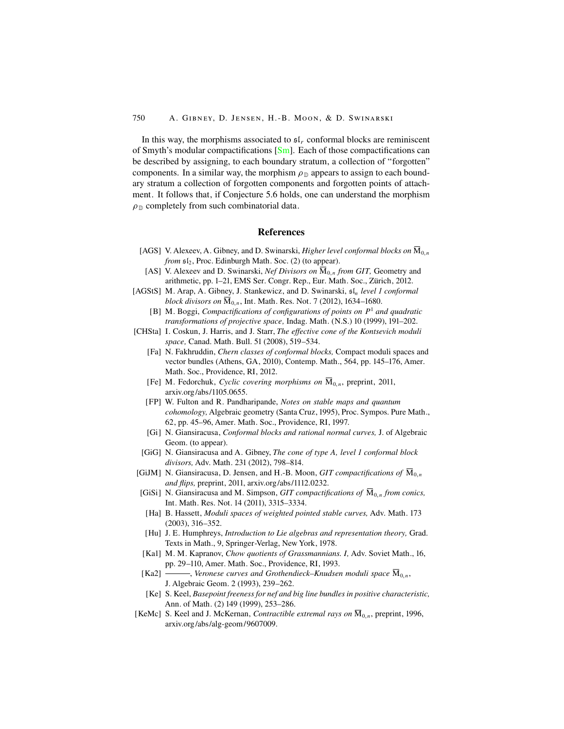In this way, the morphisms associated to $\mathfrak{sl}_r$ conformal blocks are reminiscent of Smyth's modular compactifications [Sm]. Each of those compactifications can be described by assigning, to each boundary stratum, a collection of "forgotten" components. In a similar way, the morphism $\rho_{\mathbb{D}}$ appears to assign to each boundary stratum a collection of forgotten components and forgotten points of attachment. It follows that, if Conjecture 5.6 holds, one can understand the morphism $\rho_{\mathbb{D}}$ completely from such combinatorial data.

## References

[AGS] V. Alexeev, A. Gibney, and D. Swinarski, *Higher level conformal blocks on $\overline{\mathrm{M}}_{0,n}$ from $\mathfrak{sl}_2$*, Proc. Edinburgh Math. Soc. (2) (to appear).

[AS] V. Alexeev and D. Swinarski, *Nef Divisors on $\overline{\mathrm{M}}_{0,n}$ from GIT,* Geometry and arithmetic, pp. 1–21, EMS Ser. Congr. Rep., Eur. Math. Soc., Zürich, 2012.

[AGStS] M. Arap, A. Gibney, J. Stankewicz, and D. Swinarski, *$\mathfrak{sl}_n$ level 1 conformal block divisors on $\overline{\mathrm{M}}_{0,n}$*, Int. Math. Res. Not. 7 (2012), 1634–1680.

[B] M. Boggi, *Compactifications of configurations of points on $P^1$ and quadratic transformations of projective space,* Indag. Math. (N.S.) 10 (1999), 191–202.

[CHSta] I. Coskun, J. Harris, and J. Starr, *The effective cone of the Kontsevich moduli space,* Canad. Math. Bull. 51 (2008), 519–534.

[Fa] N. Fakhruddin, *Chern classes of conformal blocks,* Compact moduli spaces and vector bundles (Athens, GA, 2010), Contemp. Math., 564, pp. 145–176, Amer. Math. Soc., Providence, RI, 2012.

[Fe] M. Fedorchuk, *Cyclic covering morphisms on $\overline{\mathrm{M}}_{0,n}$*, preprint, 2011, arxiv.org/abs/1105.0655.

[FP] W. Fulton and R. Pandharipande, *Notes on stable maps and quantum cohomology,* Algebraic geometry (Santa Cruz, 1995), Proc. Sympos. Pure Math., 62, pp. 45–96, Amer. Math. Soc., Providence, RI, 1997.

[Gi] N. Giansiracusa, *Conformal blocks and rational normal curves,* J. of Algebraic Geom. (to appear).

[GiG] N. Giansiracusa and A. Gibney, *The cone of type A, level 1 conformal block divisors,* Adv. Math. 231 (2012), 798–814.

[GiJM] N. Giansiracusa, D. Jensen, and H.-B. Moon, *GIT compactifications of $\overline{\mathrm{M}}_{0,n}$ and flips,* preprint, 2011, arxiv.org/abs/1112.0232.

[GiSi] N. Giansiracusa and M. Simpson, *GIT compactifications of $\overline{\mathrm{M}}_{0,n}$ from conics,* Int. Math. Res. Not. 14 (2011), 3315–3334.

[Ha] B. Hassett, *Moduli spaces of weighted pointed stable curves,* Adv. Math. 173 (2003), 316–352.

[Hu] J. E. Humphreys, *Introduction to Lie algebras and representation theory,* Grad. Texts in Math., 9, Springer-Verlag, New York, 1978.

[Ka1] M. M. Kapranov, *Chow quotients of Grassmannians. I,* Adv. Soviet Math., 16, pp. 29–110, Amer. Math. Soc., Providence, RI, 1993.

[Ka2] ———, *Veronese curves and Grothendieck–Knudsen moduli space $\overline{\mathrm{M}}_{0,n}$*, J. Algebraic Geom. 2 (1993), 239–262.

[Ke] S. Keel, *Basepoint freeness for nef and big line bundles in positive characteristic,* Ann. of Math. (2) 149 (1999), 253–286.

[KeMc] S. Keel and J. McKernan, *Contractible extremal rays on $\overline{\mathrm{M}}_{0,n}$*, preprint, 1996, arxiv.org/abs/alg-geom/9607009.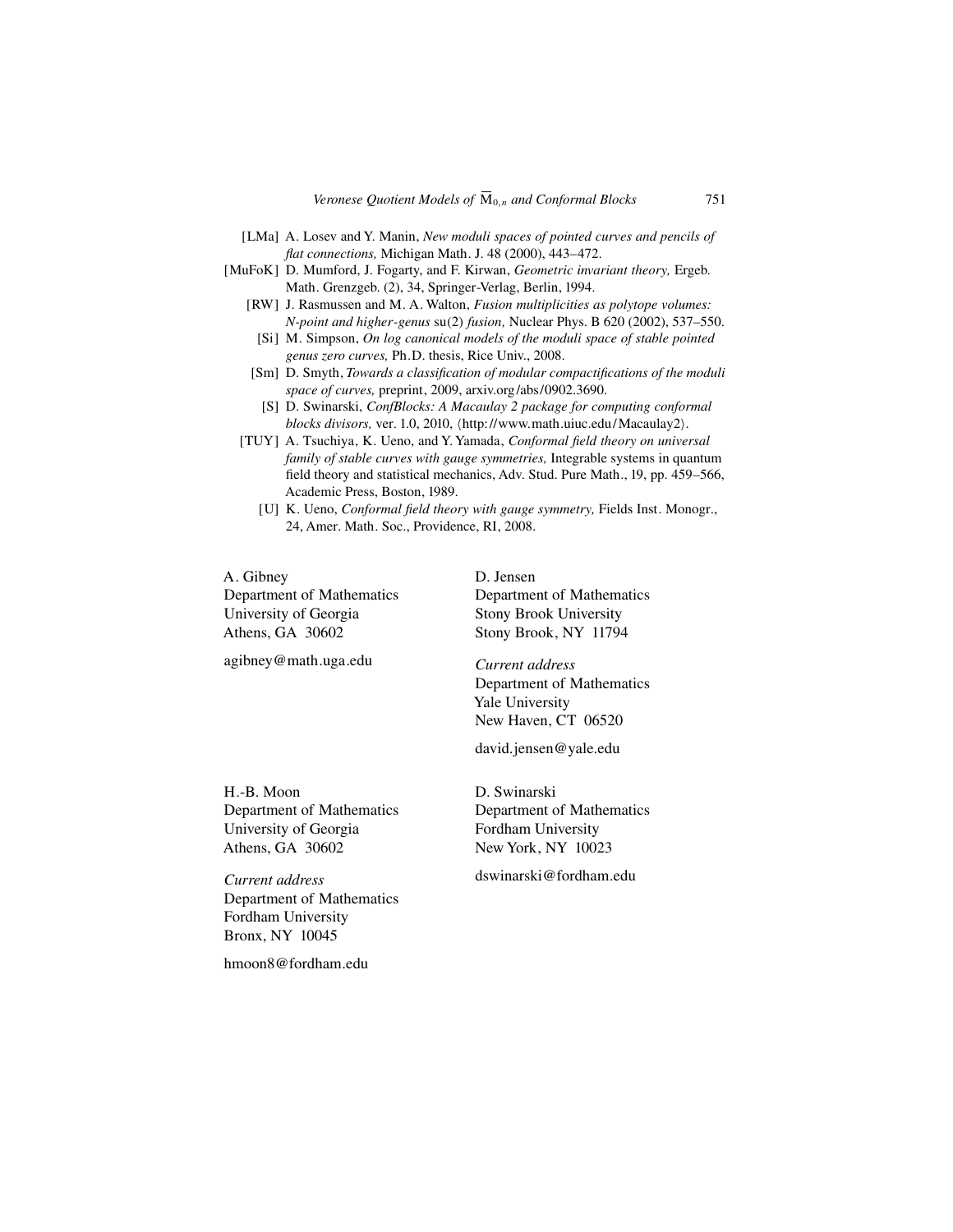[LMa] A. Losev and Y. Manin, *New moduli spaces of pointed curves and pencils of flat connections,* Michigan Math. J. 48 (2000), 443–472.

[MuFoK] D. Mumford, J. Fogarty, and F. Kirwan, *Geometric invariant theory,* Ergeb. Math. Grenzgeb. (2), 34, Springer-Verlag, Berlin, 1994.

[RW] J. Rasmussen and M. A. Walton, *Fusion multiplicities as polytope volumes: N-point and higher-genus* su(2) *fusion,* Nuclear Phys. B 620 (2002), 537–550.

[Si] M. Simpson, *On log canonical models of the moduli space of stable pointed genus zero curves,* Ph.D. thesis, Rice Univ., 2008.

[Sm] D. Smyth, *Towards a classification of modular compactifications of the moduli space of curves,* preprint, 2009, arxiv.org/abs/0902.3690.

[S] D. Swinarski, *ConfBlocks: A Macaulay 2 package for computing conformal blocks divisors,* ver. 1.0, 2010, ⟨http://www.math.uiuc.edu/Macaulay2⟩.

[TUY] A. Tsuchiya, K. Ueno, and Y. Yamada, *Conformal field theory on universal family of stable curves with gauge symmetries,* Integrable systems in quantum field theory and statistical mechanics, Adv. Stud. Pure Math., 19, pp. 459–566, Academic Press, Boston, 1989.

[U] K. Ueno, *Conformal field theory with gauge symmetry,* Fields Inst. Monogr., 24, Amer. Math. Soc., Providence, RI, 2008.

A. Gibney
Department of Mathematics
University of Georgia
Athens, GA 30602

agibney@math.uga.edu

D. Jensen
Department of Mathematics
Stony Brook University
Stony Brook, NY 11794

*Current address*
Department of Mathematics
Yale University
New Haven, CT 06520

david.jensen@yale.edu

H.-B. Moon
Department of Mathematics
University of Georgia
Athens, GA 30602

*Current address*
Department of Mathematics
Fordham University
Bronx, NY 10045

hmoon8@fordham.edu

D. Swinarski
Department of Mathematics
Fordham University
New York, NY 10023

dswinarski@fordham.edu